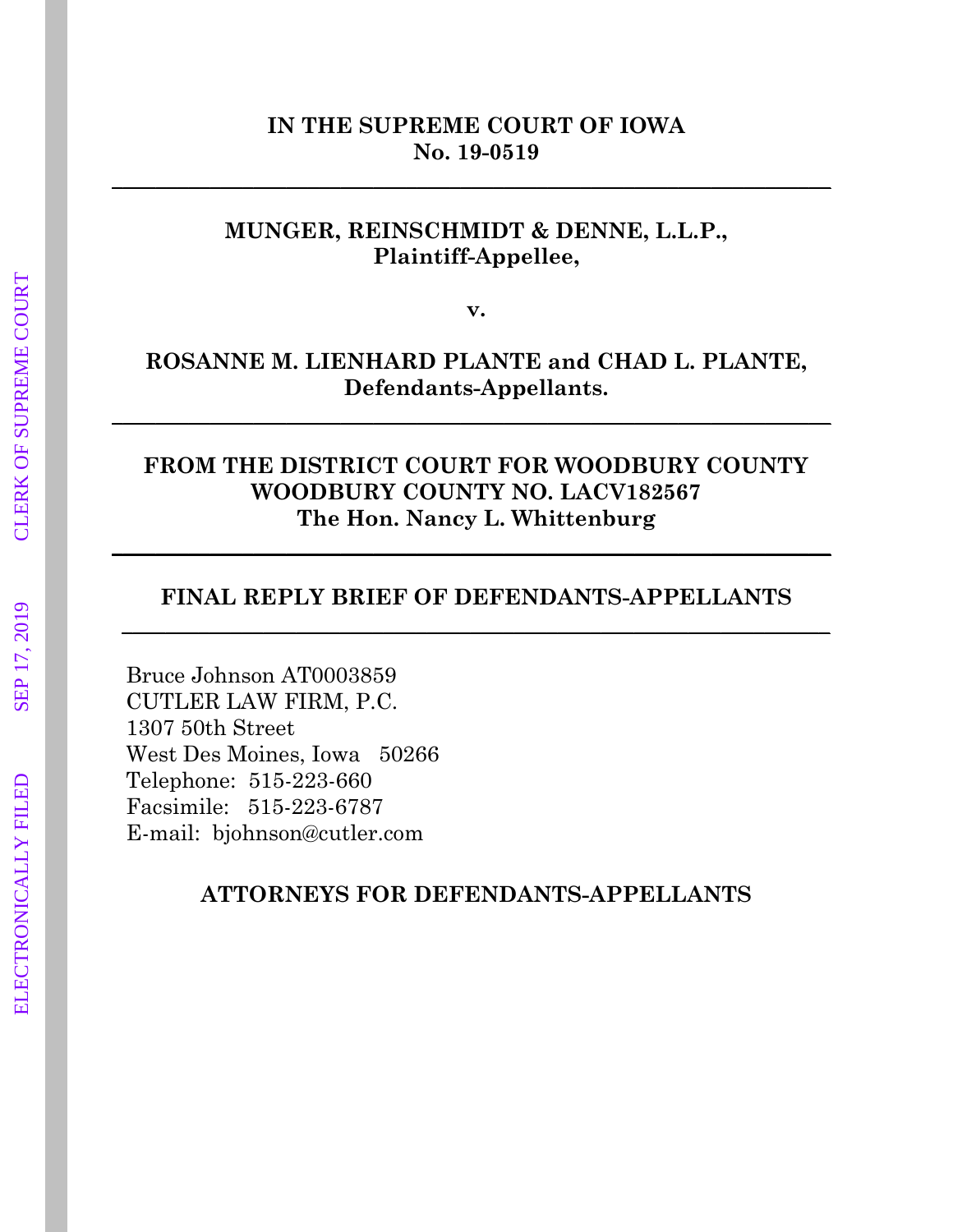**IN THE SUPREME COURT OF IOWA**
**No. 19-0519**

---

**MUNGER, REINSCHMIDT & DENNE, L.L.P.,**
**Plaintiff-Appellee,**

**v.**

**ROSANNE M. LIENHARD PLANTE and CHAD L. PLANTE,**
**Defendants-Appellants.**

---

**FROM THE DISTRICT COURT FOR WOODBURY COUNTY**
**WOODBURY COUNTY NO. LACV182567**
**The Hon. Nancy L. Whittenburg**

---

**FINAL REPLY BRIEF OF DEFENDANTS-APPELLANTS**

---

Bruce Johnson AT0003859
CUTLER LAW FIRM, P.C.
1307 50th Street
West Des Moines, Iowa 50266
Telephone: 515-223-660
Facsimile: 515-223-6787
E-mail: bjohnson@cutler.com

**ATTORNEYS FOR DEFENDANTS-APPELLANTS**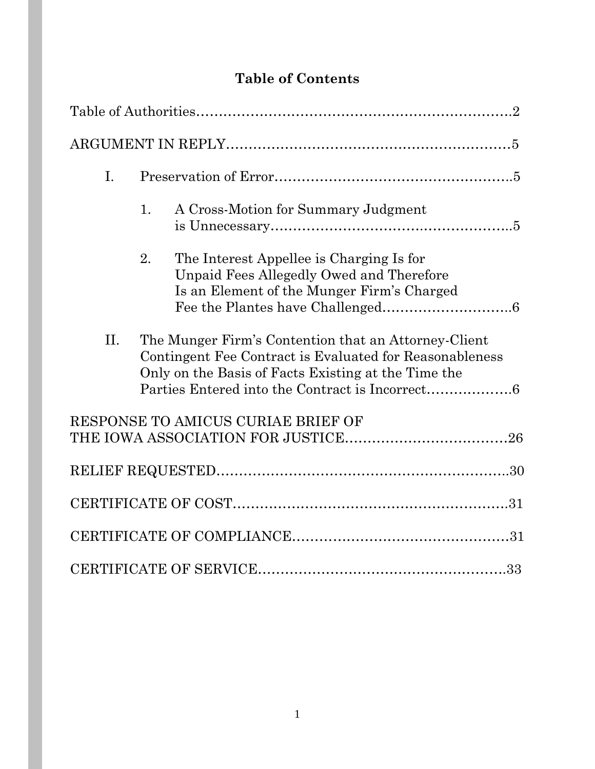# Table of Contents

Table of Authorities……………………………………………………………2

ARGUMENT IN REPLY………………………………………………………5

I. Preservation of Error……………………………………………..5

1. A Cross-Motion for Summary Judgment is Unnecessary……………………………………………..5

2. The Interest Appellee is Charging Is for Unpaid Fees Allegedly Owed and Therefore Is an Element of the Munger Firm's Charged Fee the Plantes have Challenged………………………..6

II. The Munger Firm's Contention that an Attorney-Client Contingent Fee Contract is Evaluated for Reasonableness Only on the Basis of Facts Existing at the Time the Parties Entered into the Contract is Incorrect……………….6

RESPONSE TO AMICUS CURIAE BRIEF OF THE IOWA ASSOCIATION FOR JUSTICE………………………………26

RELIEF REQUESTED…………………………………………………………30

CERTIFICATE OF COST……………………………………………………31

CERTIFICATE OF COMPLIANCE…………………………………………31

CERTIFICATE OF SERVICE………………………………………………..33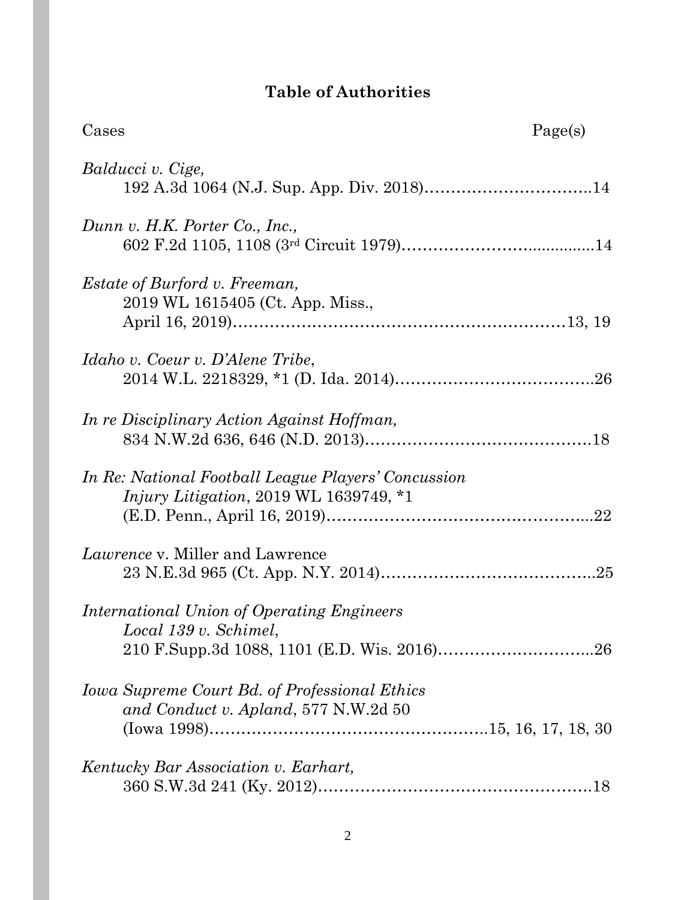# **Table of Authorities**

Cases Page(s)

*Balducci v. Cige,*
192 A.3d 1064 (N.J. Sup. App. Div. 2018)…………………………..14

*Dunn v. H.K. Porter Co., Inc.,*
602 F.2d 1105, 1108 (3rd Circuit 1979)……………………..............14

*Estate of Burford v. Freeman,*
2019 WL 1615405 (Ct. App. Miss.,
April 16, 2019)………………………………………………………13, 19

*Idaho v. Coeur v. D'Alene Tribe*,
2014 W.L. 2218329, *1 (D. Ida. 2014)………………………………..26

*In re Disciplinary Action Against Hoffman,*
834 N.W.2d 636, 646 (N.D. 2013)…………………………………….18

*In Re: National Football League Players' Concussion Injury Litigation*, 2019 WL 1639749, *1
(E.D. Penn., April 16, 2019)…………………………………………...22

*Lawrence* v. Miller and Lawrence
23 N.E.3d 965 (Ct. App. N.Y. 2014)…………………………………..25

*International Union of Operating Engineers Local 139 v. Schimel*,
210 F.Supp.3d 1088, 1101 (E.D. Wis. 2016)………………………...26

*Iowa Supreme Court Bd. of Professional Ethics and Conduct v. Apland*, 577 N.W.2d 50
(Iowa 1998)……………………………………………...15, 16, 17, 18, 30

*Kentucky Bar Association v. Earhart,*
360 S.W.3d 241 (Ky. 2012)…………………………………………….18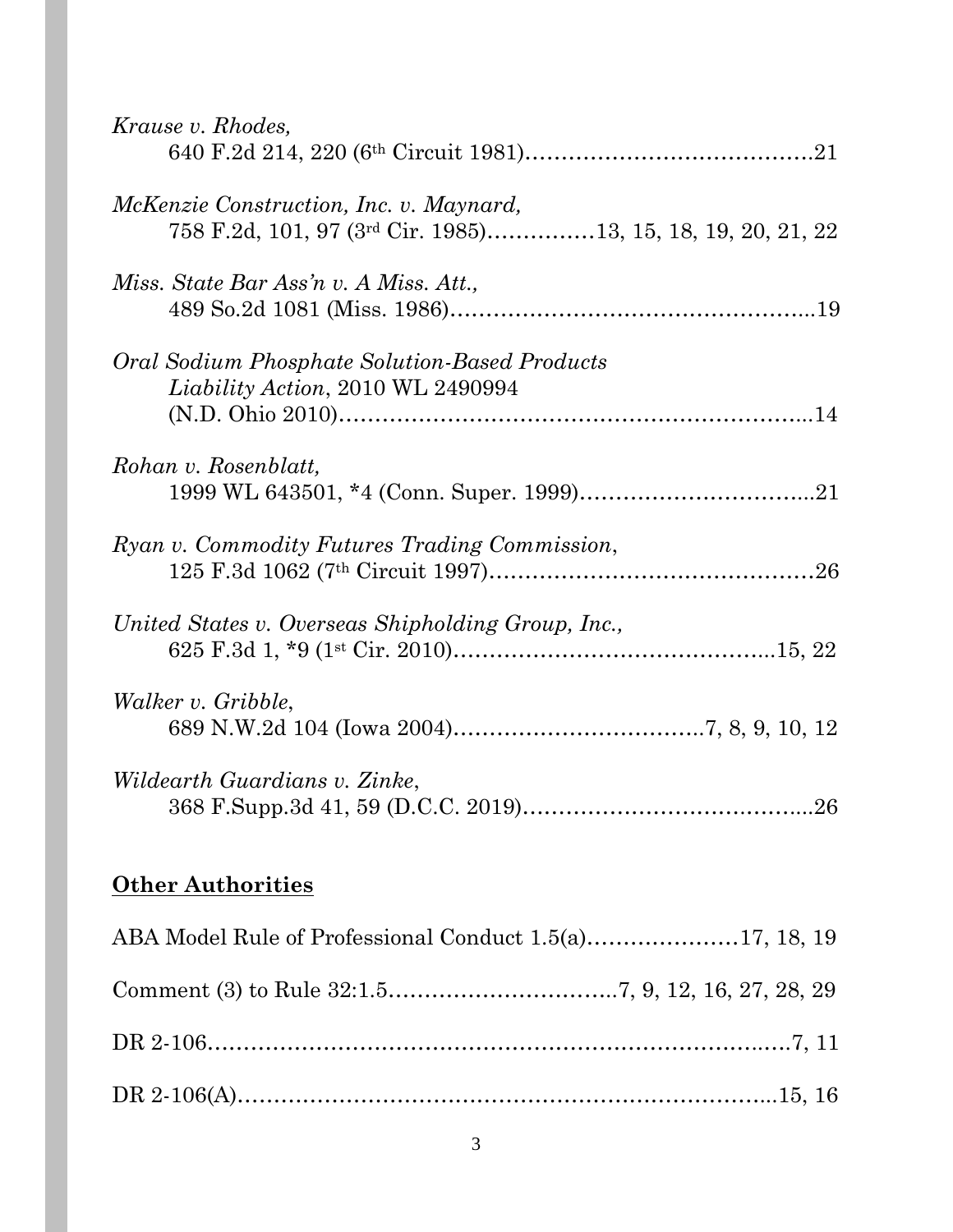*Krause v. Rhodes*,
640 F.2d 214, 220 (6th Circuit 1981)……………………………………21

*McKenzie Construction, Inc. v. Maynard*,
758 F.2d, 101, 97 (3rd Cir. 1985)……………13, 15, 18, 19, 20, 21, 22

*Miss. State Bar Ass'n v. A Miss. Att.*,
489 So.2d 1081 (Miss. 1986)…………………………………………...19

*Oral Sodium Phosphate Solution-Based Products Liability Action*, 2010 WL 2490994
(N.D. Ohio 2010)…………………………………………………………...14

*Rohan v. Rosenblatt*,
1999 WL 643501, *4 (Conn. Super. 1999)…………………………...21

*Ryan v. Commodity Futures Trading Commission*,
125 F.3d 1062 (7th Circuit 1997)………………………………………26

*United States v. Overseas Shipholding Group, Inc.*,
625 F.3d 1, *9 (1st Cir. 2010)……………………………………...15, 22

*Walker v. Gribble*,
689 N.W.2d 104 (Iowa 2004)……………………………..7, 8, 9, 10, 12

*Wildearth Guardians v. Zinke*,
368 F.Supp.3d 41, 59 (D.C.C. 2019)…………………………………...26

**Other Authorities**

ABA Model Rule of Professional Conduct 1.5(a)…………………17, 18, 19

Comment (3) to Rule 32:1.5…………………………..7, 9, 12, 16, 27, 28, 29

DR 2-106…………………………………………………………………..….7, 11

DR 2-106(A)……………………………………………………………...15, 16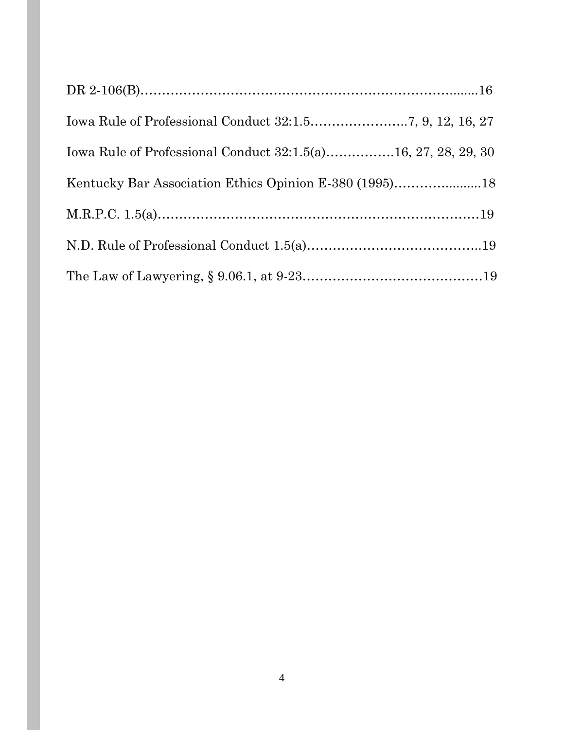DR 2-106(B)……………………………………………………………….......16

Iowa Rule of Professional Conduct 32:1.5…………………..7, 9, 12, 16, 27

Iowa Rule of Professional Conduct 32:1.5(a)…………….16, 27, 28, 29, 30

Kentucky Bar Association Ethics Opinion E-380 (1995)…………….......18

M.R.P.C. 1.5(a)……………………………………………………………19

N.D. Rule of Professional Conduct 1.5(a)…………………………………..19

The Law of Lawyering, § 9.06.1, at 9-23……………………………………19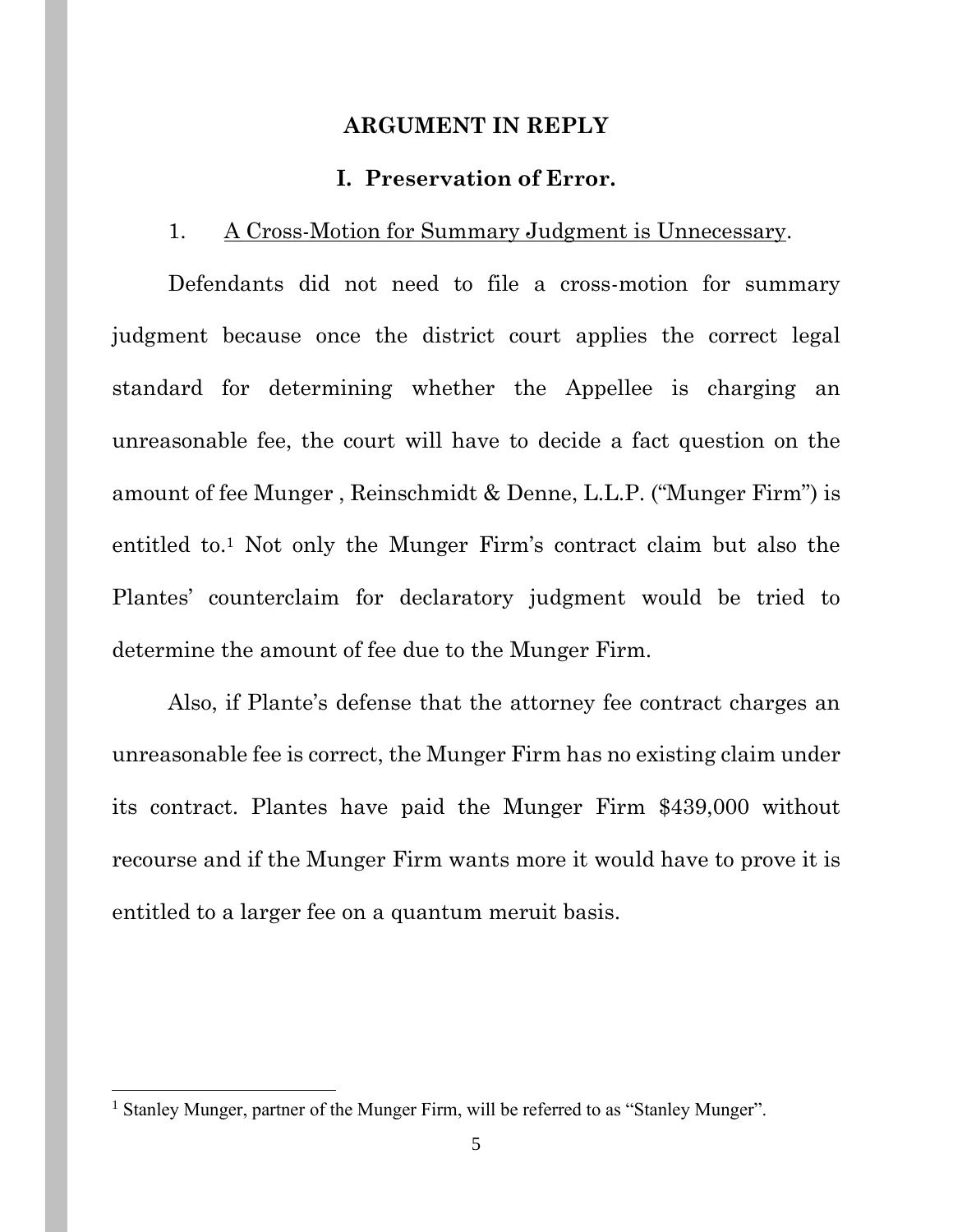## ARGUMENT IN REPLY

### I. Preservation of Error.

1. A Cross-Motion for Summary Judgment is Unnecessary.

Defendants did not need to file a cross-motion for summary judgment because once the district court applies the correct legal standard for determining whether the Appellee is charging an unreasonable fee, the court will have to decide a fact question on the amount of fee Munger , Reinschmidt & Denne, L.L.P. ("Munger Firm") is entitled to.[1] Not only the Munger Firm's contract claim but also the Plantes' counterclaim for declaratory judgment would be tried to determine the amount of fee due to the Munger Firm.

Also, if Plante's defense that the attorney fee contract charges an unreasonable fee is correct, the Munger Firm has no existing claim under its contract. Plantes have paid the Munger Firm $439,000 without recourse and if the Munger Firm wants more it would have to prove it is entitled to a larger fee on a quantum meruit basis.

[1] Stanley Munger, partner of the Munger Firm, will be referred to as "Stanley Munger".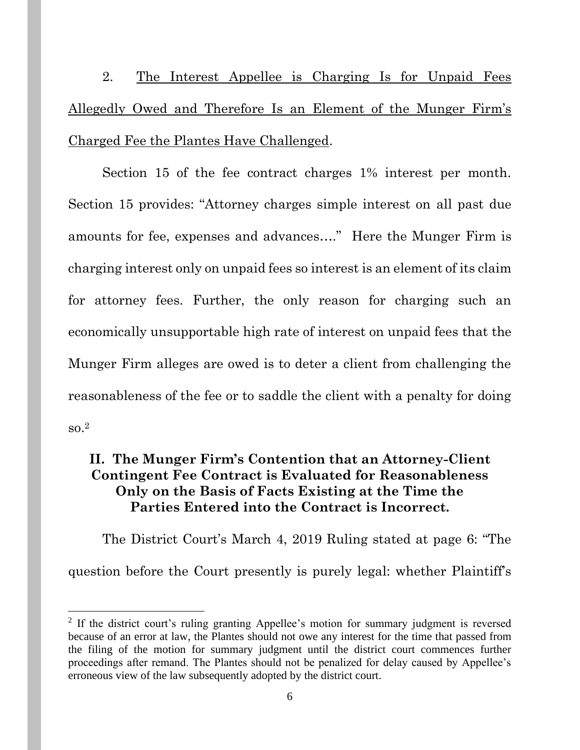2. The Interest Appellee is Charging Is for Unpaid Fees Allegedly Owed and Therefore Is an Element of the Munger Firm's Charged Fee the Plantes Have Challenged.

Section 15 of the fee contract charges 1% interest per month. Section 15 provides: "Attorney charges simple interest on all past due amounts for fee, expenses and advances…." Here the Munger Firm is charging interest only on unpaid fees so interest is an element of its claim for attorney fees. Further, the only reason for charging such an economically unsupportable high rate of interest on unpaid fees that the Munger Firm alleges are owed is to deter a client from challenging the reasonableness of the fee or to saddle the client with a penalty for doing so.[2]

## II. The Munger Firm's Contention that an Attorney-Client Contingent Fee Contract is Evaluated for Reasonableness Only on the Basis of Facts Existing at the Time the Parties Entered into the Contract is Incorrect.

The District Court's March 4, 2019 Ruling stated at page 6: "The question before the Court presently is purely legal: whether Plaintiff's

---

[2] If the district court's ruling granting Appellee's motion for summary judgment is reversed because of an error at law, the Plantes should not owe any interest for the time that passed from the filing of the motion for summary judgment until the district court commences further proceedings after remand. The Plantes should not be penalized for delay caused by Appellee's erroneous view of the law subsequently adopted by the district court.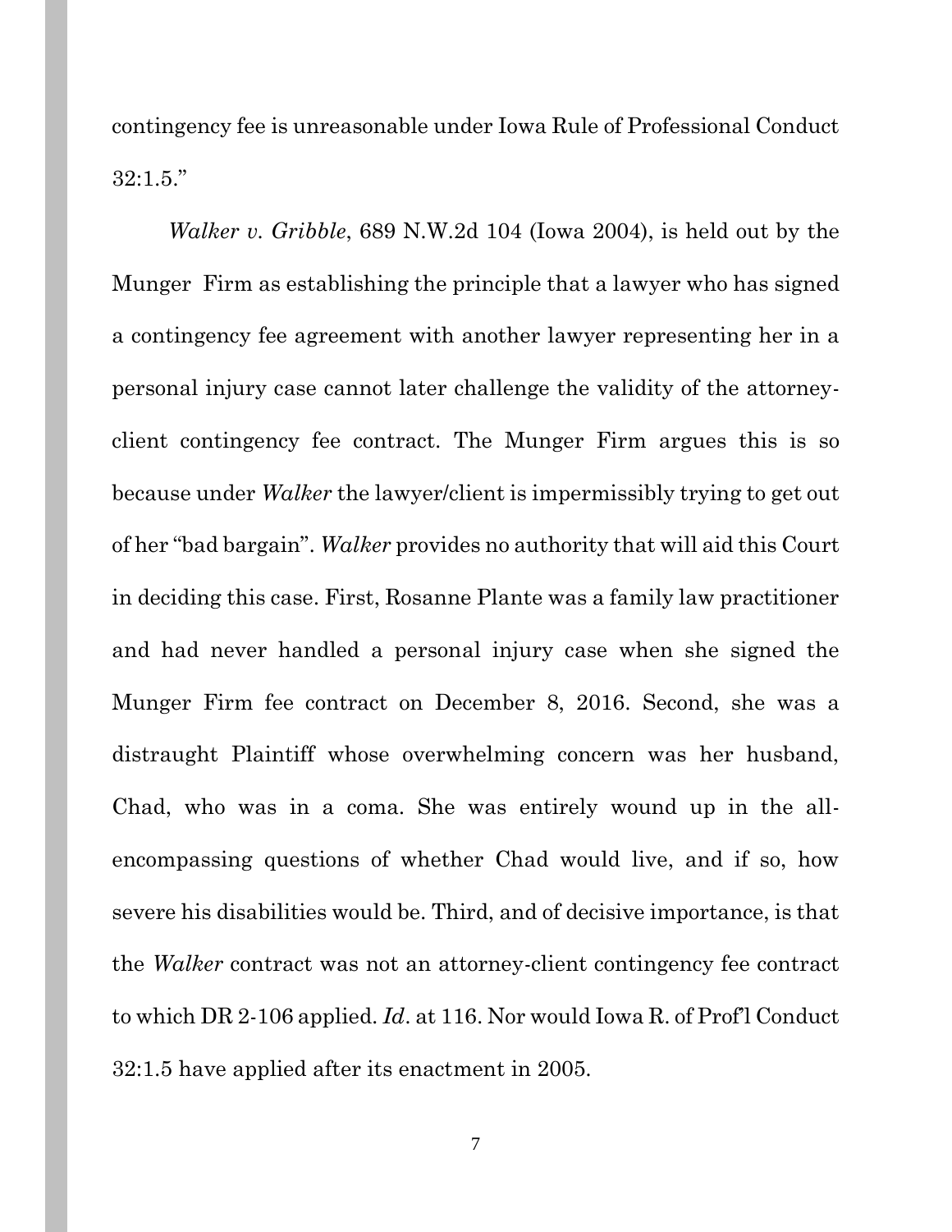contingency fee is unreasonable under Iowa Rule of Professional Conduct 32:1.5."

*Walker v. Gribble*, 689 N.W.2d 104 (Iowa 2004), is held out by the Munger Firm as establishing the principle that a lawyer who has signed a contingency fee agreement with another lawyer representing her in a personal injury case cannot later challenge the validity of the attorney-client contingency fee contract. The Munger Firm argues this is so because under *Walker* the lawyer/client is impermissibly trying to get out of her "bad bargain". *Walker* provides no authority that will aid this Court in deciding this case. First, Rosanne Plante was a family law practitioner and had never handled a personal injury case when she signed the Munger Firm fee contract on December 8, 2016. Second, she was a distraught Plaintiff whose overwhelming concern was her husband, Chad, who was in a coma. She was entirely wound up in the all-encompassing questions of whether Chad would live, and if so, how severe his disabilities would be. Third, and of decisive importance, is that the *Walker* contract was not an attorney-client contingency fee contract to which DR 2-106 applied. *Id*. at 116. Nor would Iowa R. of Prof'l Conduct 32:1.5 have applied after its enactment in 2005.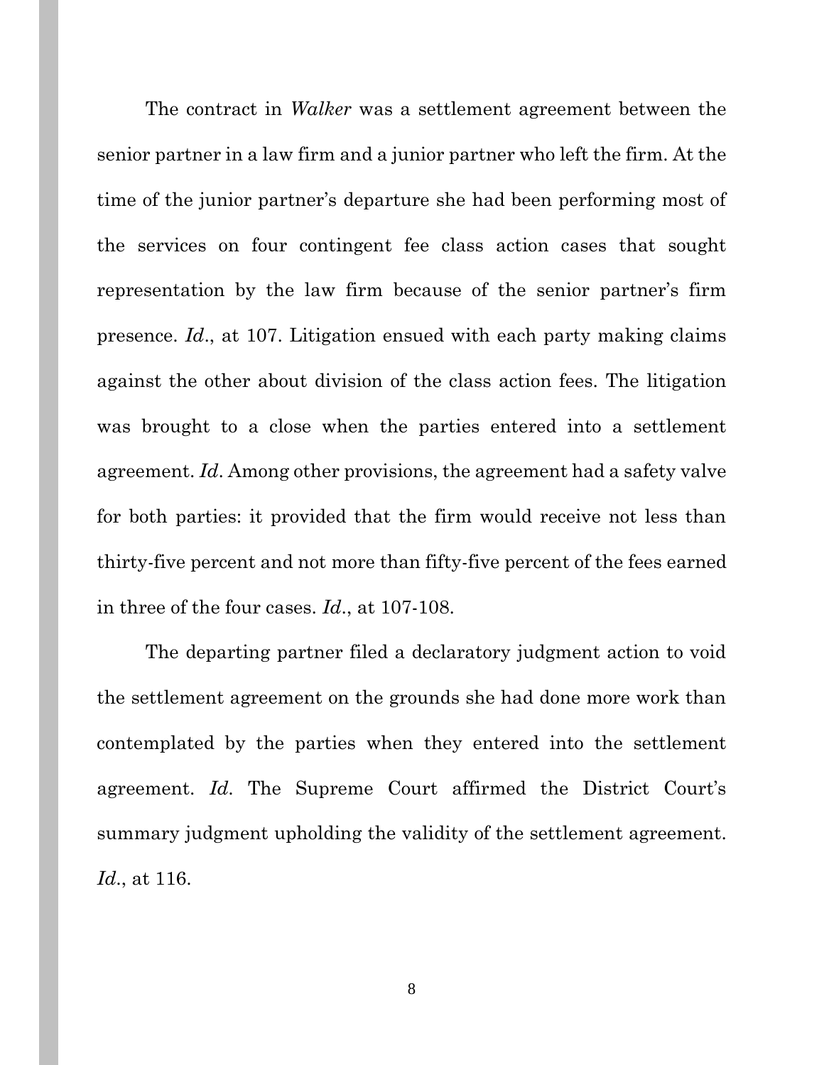The contract in *Walker* was a settlement agreement between the senior partner in a law firm and a junior partner who left the firm. At the time of the junior partner's departure she had been performing most of the services on four contingent fee class action cases that sought representation by the law firm because of the senior partner's firm presence. *Id*., at 107. Litigation ensued with each party making claims against the other about division of the class action fees. The litigation was brought to a close when the parties entered into a settlement agreement. *Id*. Among other provisions, the agreement had a safety valve for both parties: it provided that the firm would receive not less than thirty-five percent and not more than fifty-five percent of the fees earned in three of the four cases. *Id*., at 107-108.

The departing partner filed a declaratory judgment action to void the settlement agreement on the grounds she had done more work than contemplated by the parties when they entered into the settlement agreement. *Id*. The Supreme Court affirmed the District Court's summary judgment upholding the validity of the settlement agreement. *Id*., at 116.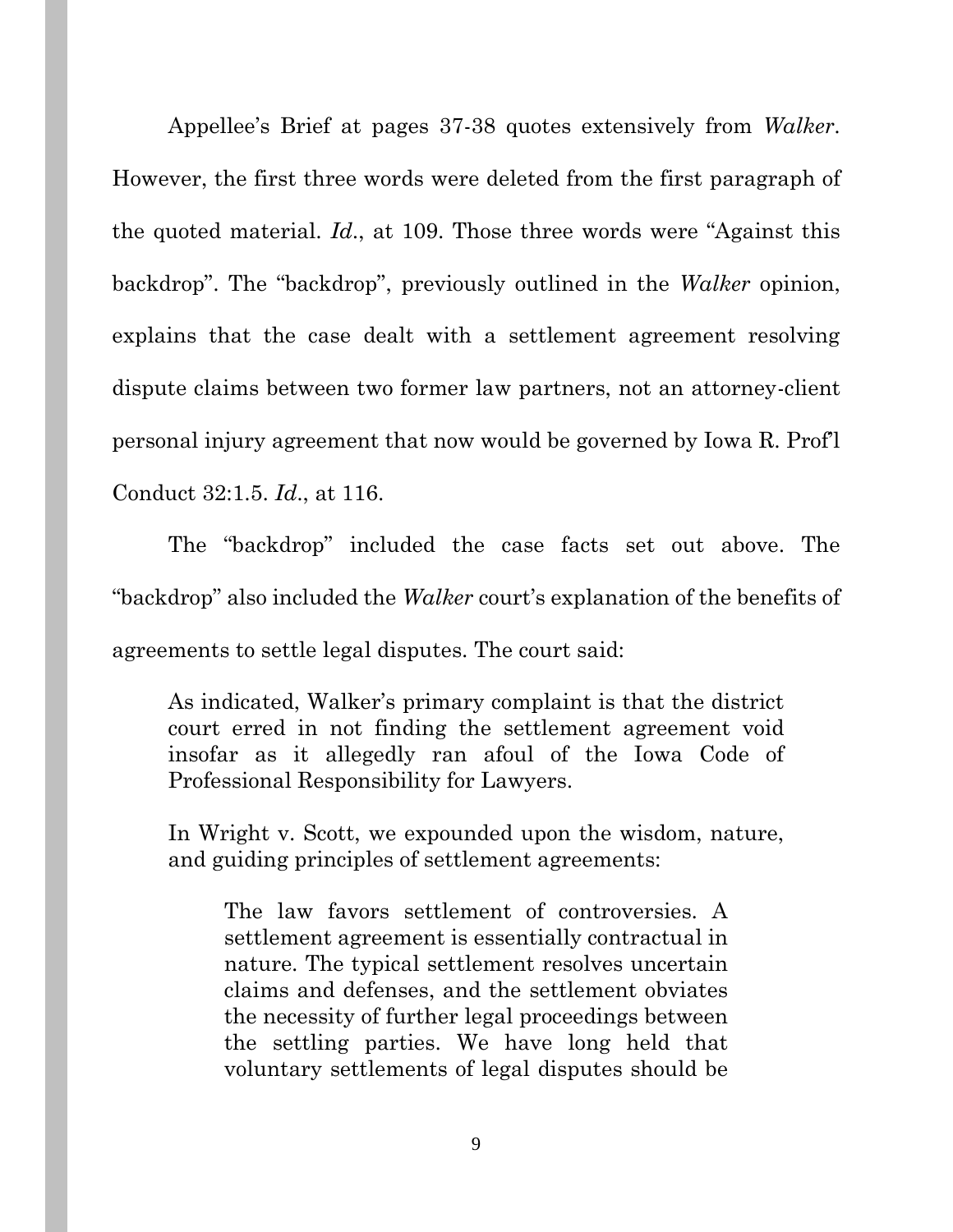Appellee's Brief at pages 37-38 quotes extensively from *Walker*. However, the first three words were deleted from the first paragraph of the quoted material. *Id*., at 109. Those three words were "Against this backdrop". The "backdrop", previously outlined in the *Walker* opinion, explains that the case dealt with a settlement agreement resolving dispute claims between two former law partners, not an attorney-client personal injury agreement that now would be governed by Iowa R. Prof'l Conduct 32:1.5. *Id*., at 116.

The "backdrop" included the case facts set out above. The "backdrop" also included the *Walker* court's explanation of the benefits of agreements to settle legal disputes. The court said:

> As indicated, Walker's primary complaint is that the district court erred in not finding the settlement agreement void insofar as it allegedly ran afoul of the Iowa Code of Professional Responsibility for Lawyers.
>
> In Wright v. Scott, we expounded upon the wisdom, nature, and guiding principles of settlement agreements:
>
> > The law favors settlement of controversies. A settlement agreement is essentially contractual in nature. The typical settlement resolves uncertain claims and defenses, and the settlement obviates the necessity of further legal proceedings between the settling parties. We have long held that voluntary settlements of legal disputes should be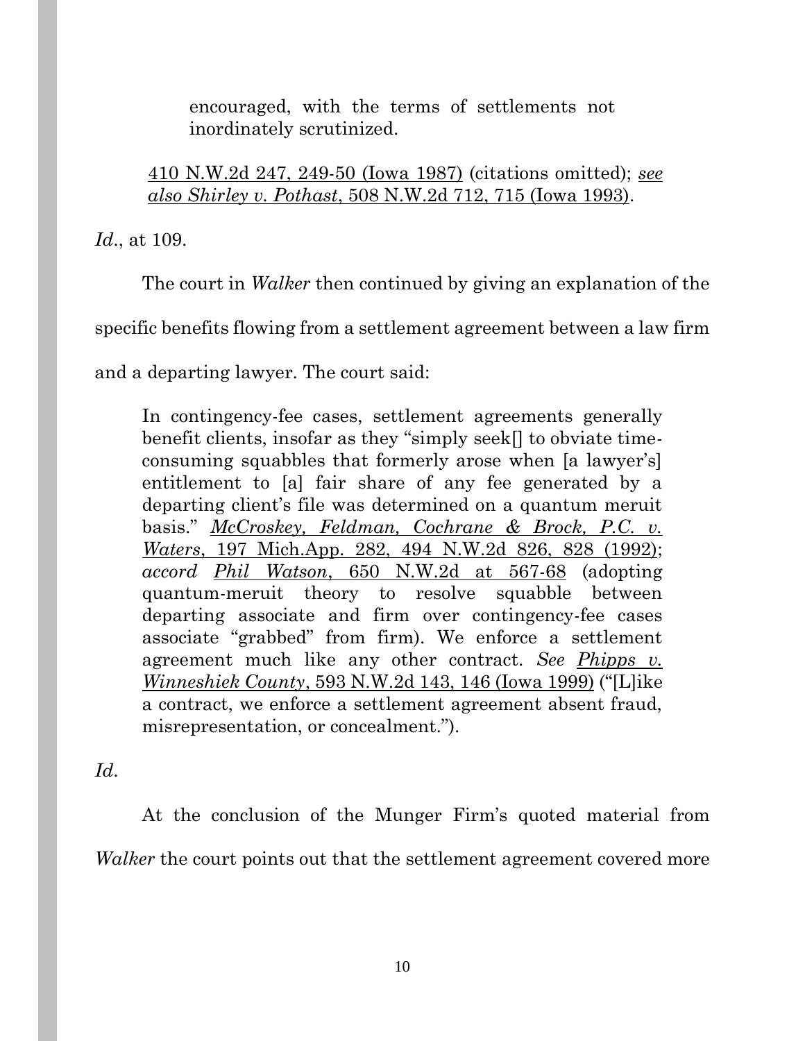> encouraged, with the terms of settlements not inordinately scrutinized.
>
> 410 N.W.2d 247, 249-50 (Iowa 1987) (citations omitted); *see also Shirley v. Pothast*, 508 N.W.2d 712, 715 (Iowa 1993).

*Id*., at 109.

The court in *Walker* then continued by giving an explanation of the specific benefits flowing from a settlement agreement between a law firm and a departing lawyer. The court said:

> In contingency-fee cases, settlement agreements generally benefit clients, insofar as they "simply seek[] to obviate time-consuming squabbles that formerly arose when [a lawyer's] entitlement to [a] fair share of any fee generated by a departing client's file was determined on a quantum meruit basis." *McCroskey, Feldman, Cochrane & Brock, P.C. v. Waters*, 197 Mich.App. 282, 494 N.W.2d 826, 828 (1992); *accord Phil Watson*, 650 N.W.2d at 567-68 (adopting quantum-meruit theory to resolve squabble between departing associate and firm over contingency-fee cases associate "grabbed" from firm). We enforce a settlement agreement much like any other contract. *See Phipps v. Winneshiek County*, 593 N.W.2d 143, 146 (Iowa 1999) ("[L]ike a contract, we enforce a settlement agreement absent fraud, misrepresentation, or concealment.").

*Id*.

At the conclusion of the Munger Firm's quoted material from *Walker* the court points out that the settlement agreement covered more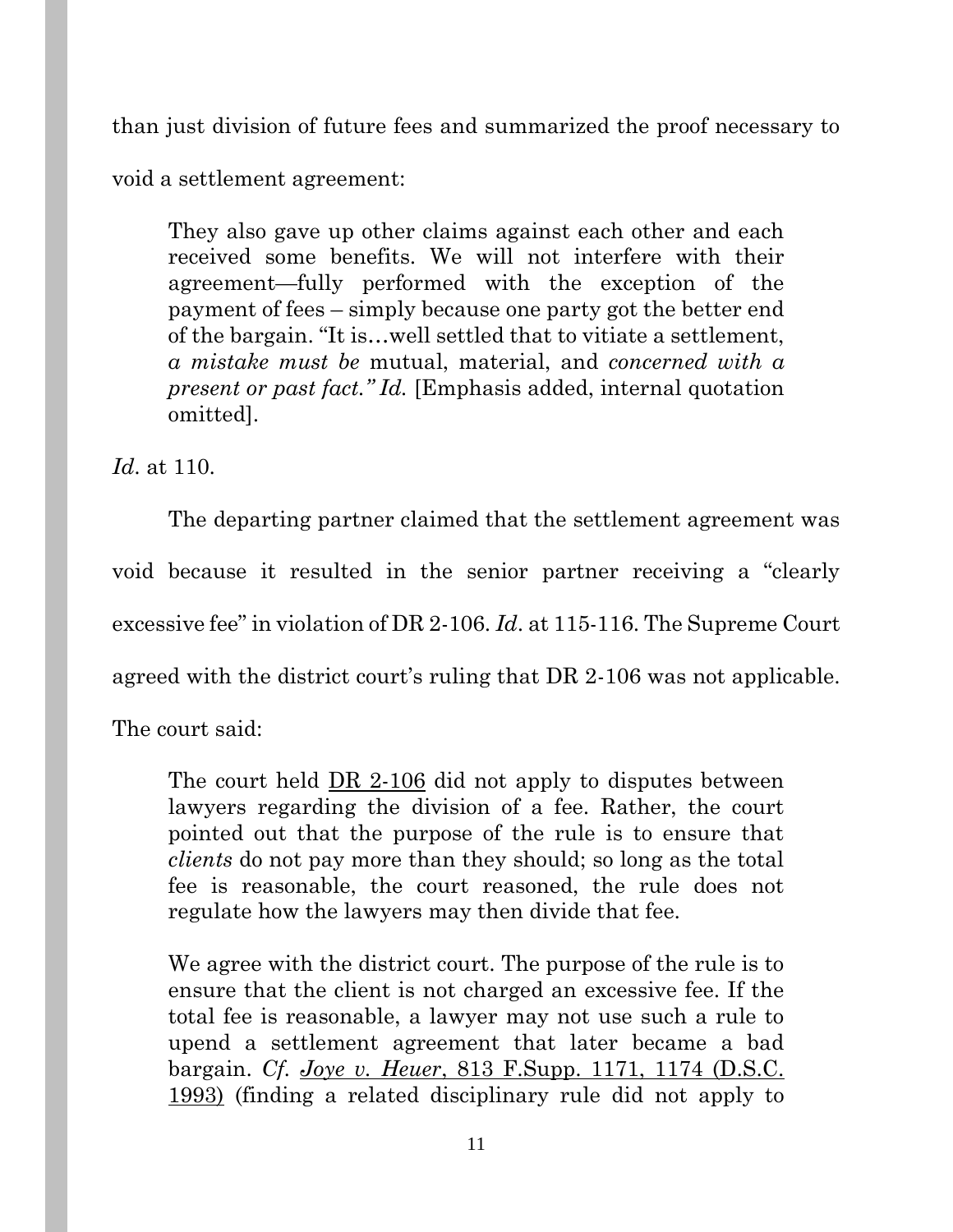than just division of future fees and summarized the proof necessary to void a settlement agreement:

> They also gave up other claims against each other and each received some benefits. We will not interfere with their agreement—fully performed with the exception of the payment of fees – simply because one party got the better end of the bargain. "It is…well settled that to vitiate a settlement, *a mistake must be* mutual, material, and *concerned with a present or past fact." Id.* [Emphasis added, internal quotation omitted].

*Id*. at 110.

The departing partner claimed that the settlement agreement was void because it resulted in the senior partner receiving a "clearly excessive fee" in violation of DR 2-106. *Id*. at 115-116. The Supreme Court agreed with the district court's ruling that DR 2-106 was not applicable. The court said:

> The court held DR 2-106 did not apply to disputes between lawyers regarding the division of a fee. Rather, the court pointed out that the purpose of the rule is to ensure that *clients* do not pay more than they should; so long as the total fee is reasonable, the court reasoned, the rule does not regulate how the lawyers may then divide that fee.
>
> We agree with the district court. The purpose of the rule is to ensure that the client is not charged an excessive fee. If the total fee is reasonable, a lawyer may not use such a rule to upend a settlement agreement that later became a bad bargain. *Cf. Joye v. Heuer*, 813 F.Supp. 1171, 1174 (D.S.C. 1993) (finding a related disciplinary rule did not apply to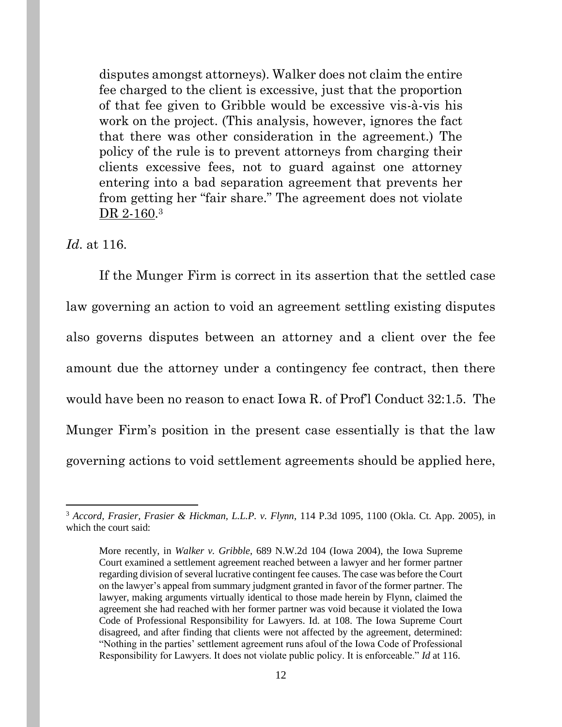> disputes amongst attorneys). Walker does not claim the entire fee charged to the client is excessive, just that the proportion of that fee given to Gribble would be excessive vis-à-vis his work on the project. (This analysis, however, ignores the fact that there was other consideration in the agreement.) The policy of the rule is to prevent attorneys from charging their clients excessive fees, not to guard against one attorney entering into a bad separation agreement that prevents her from getting her "fair share." The agreement does not violate DR 2-160.[3]

*Id*. at 116.

If the Munger Firm is correct in its assertion that the settled case law governing an action to void an agreement settling existing disputes also governs disputes between an attorney and a client over the fee amount due the attorney under a contingency fee contract, then there would have been no reason to enact Iowa R. of Prof'l Conduct 32:1.5. The Munger Firm's position in the present case essentially is that the law governing actions to void settlement agreements should be applied here,

---

[3] *Accord, Frasier, Frasier & Hickman, L.L.P. v. Flynn*, 114 P.3d 1095, 1100 (Okla. Ct. App. 2005), in which the court said:

> More recently, in *Walker v. Gribble*, 689 N.W.2d 104 (Iowa 2004), the Iowa Supreme Court examined a settlement agreement reached between a lawyer and her former partner regarding division of several lucrative contingent fee causes. The case was before the Court on the lawyer's appeal from summary judgment granted in favor of the former partner. The lawyer, making arguments virtually identical to those made herein by Flynn, claimed the agreement she had reached with her former partner was void because it violated the Iowa Code of Professional Responsibility for Lawyers. Id. at 108. The Iowa Supreme Court disagreed, and after finding that clients were not affected by the agreement, determined: "Nothing in the parties' settlement agreement runs afoul of the Iowa Code of Professional Responsibility for Lawyers. It does not violate public policy. It is enforceable." *Id* at 116.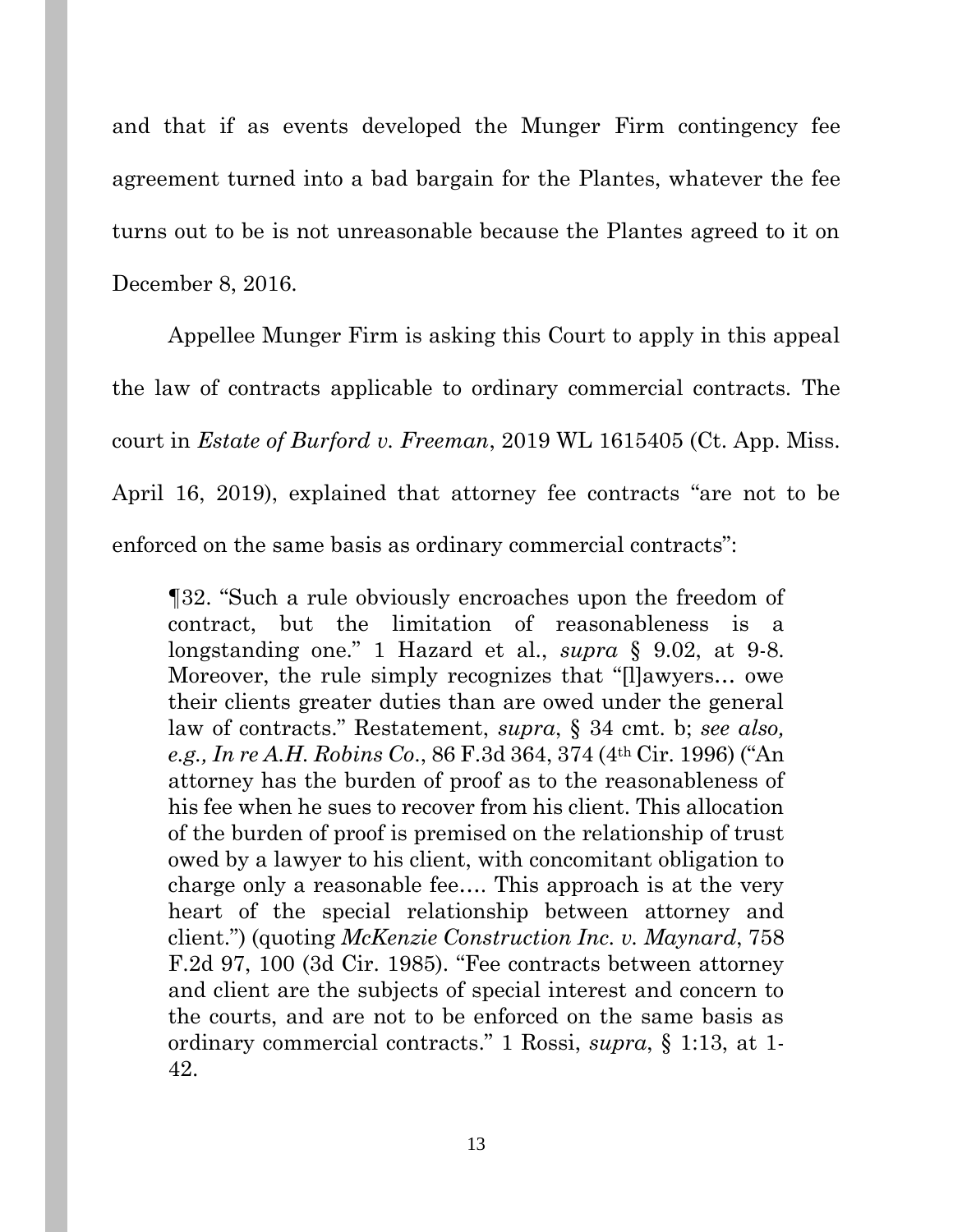and that if as events developed the Munger Firm contingency fee agreement turned into a bad bargain for the Plantes, whatever the fee turns out to be is not unreasonable because the Plantes agreed to it on December 8, 2016.

Appellee Munger Firm is asking this Court to apply in this appeal the law of contracts applicable to ordinary commercial contracts. The court in *Estate of Burford v. Freeman*, 2019 WL 1615405 (Ct. App. Miss. April 16, 2019), explained that attorney fee contracts "are not to be enforced on the same basis as ordinary commercial contracts":

> ¶32. "Such a rule obviously encroaches upon the freedom of contract, but the limitation of reasonableness is a longstanding one." 1 Hazard et al., *supra* § 9.02, at 9-8. Moreover, the rule simply recognizes that "[l]awyers… owe their clients greater duties than are owed under the general law of contracts." Restatement, *supra*, § 34 cmt. b; *see also, e.g., In re A.H. Robins Co.*, 86 F.3d 364, 374 (4th Cir. 1996) ("An attorney has the burden of proof as to the reasonableness of his fee when he sues to recover from his client. This allocation of the burden of proof is premised on the relationship of trust owed by a lawyer to his client, with concomitant obligation to charge only a reasonable fee…. This approach is at the very heart of the special relationship between attorney and client.") (quoting *McKenzie Construction Inc. v. Maynard*, 758 F.2d 97, 100 (3d Cir. 1985). "Fee contracts between attorney and client are the subjects of special interest and concern to the courts, and are not to be enforced on the same basis as ordinary commercial contracts." 1 Rossi, *supra*, § 1:13, at 1-42.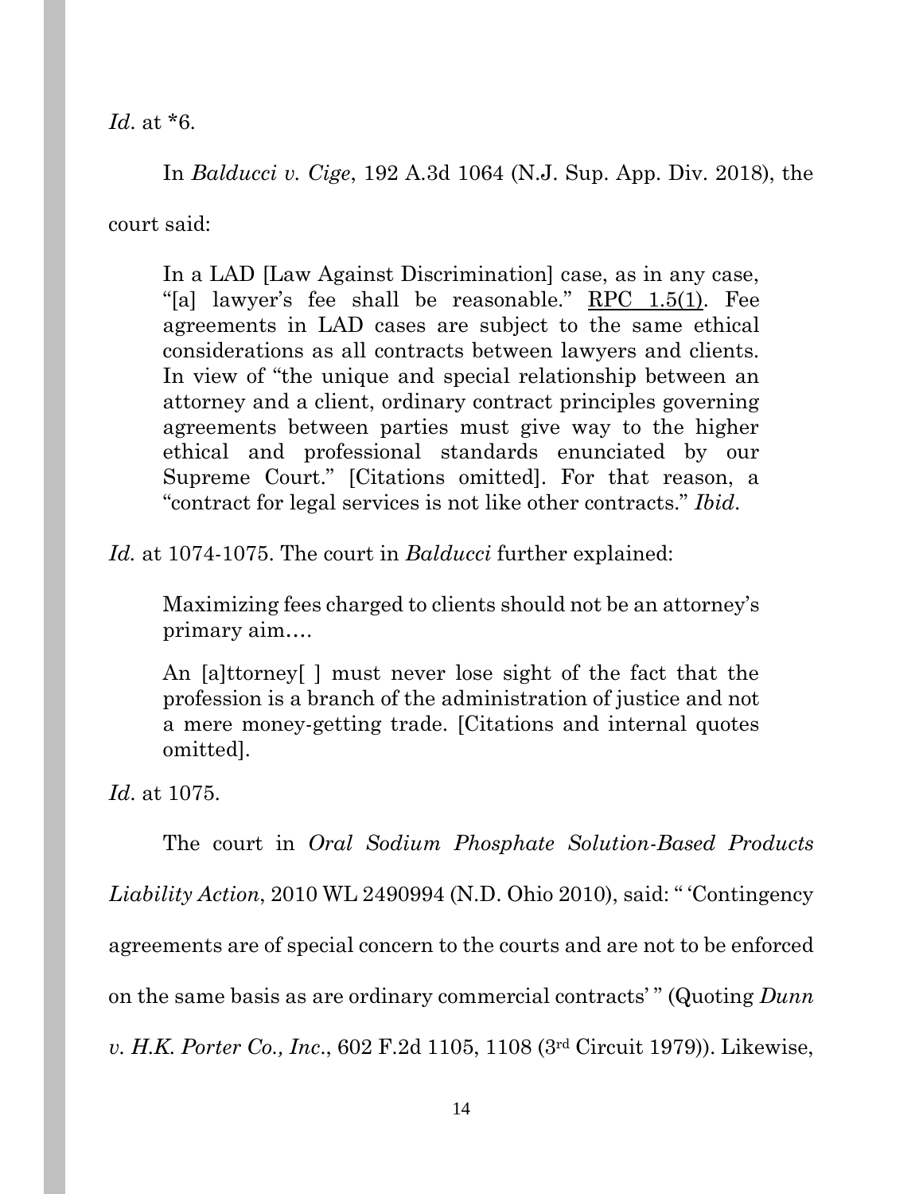*Id*. at *6.

In *Balducci v. Cige*, 192 A.3d 1064 (N.J. Sup. App. Div. 2018), the court said:

> In a LAD [Law Against Discrimination] case, as in any case, "[a] lawyer's fee shall be reasonable." RPC 1.5(1). Fee agreements in LAD cases are subject to the same ethical considerations as all contracts between lawyers and clients. In view of "the unique and special relationship between an attorney and a client, ordinary contract principles governing agreements between parties must give way to the higher ethical and professional standards enunciated by our Supreme Court." [Citations omitted]. For that reason, a "contract for legal services is not like other contracts." *Ibid*.

*Id.* at 1074-1075. The court in *Balducci* further explained:

> Maximizing fees charged to clients should not be an attorney's primary aim….
>
> An [a]ttorney[ ] must never lose sight of the fact that the profession is a branch of the administration of justice and not a mere money-getting trade. [Citations and internal quotes omitted].

*Id*. at 1075.

The court in *Oral Sodium Phosphate Solution-Based Products Liability Action*, 2010 WL 2490994 (N.D. Ohio 2010), said: " 'Contingency agreements are of special concern to the courts and are not to be enforced on the same basis as are ordinary commercial contracts' " (Quoting *Dunn v. H.K. Porter Co., Inc*., 602 F.2d 1105, 1108 (3rd Circuit 1979)). Likewise,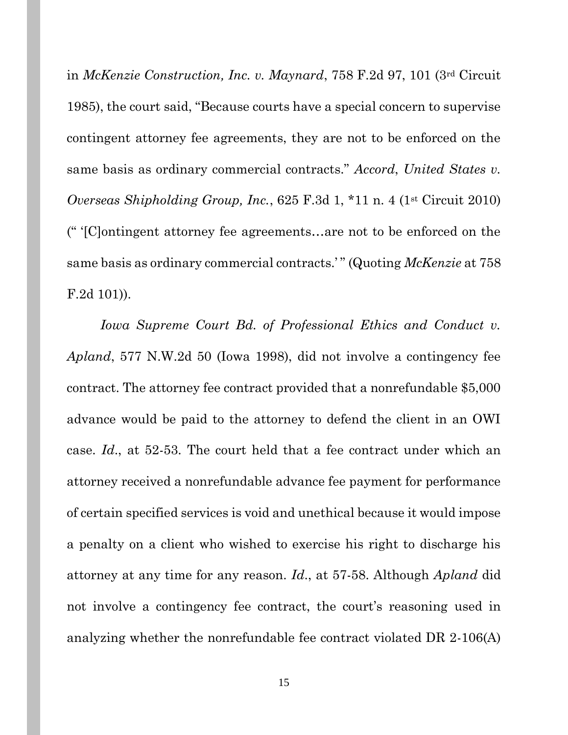in *McKenzie Construction, Inc. v. Maynard*, 758 F.2d 97, 101 (3rd Circuit 1985), the court said, "Because courts have a special concern to supervise contingent attorney fee agreements, they are not to be enforced on the same basis as ordinary commercial contracts." *Accord*, *United States v. Overseas Shipholding Group, Inc.*, 625 F.3d 1, *11 n. 4 (1st Circuit 2010) (" '[C]ontingent attorney fee agreements…are not to be enforced on the same basis as ordinary commercial contracts.' " (Quoting *McKenzie* at 758 F.2d 101)).

*Iowa Supreme Court Bd. of Professional Ethics and Conduct v. Apland*, 577 N.W.2d 50 (Iowa 1998), did not involve a contingency fee contract. The attorney fee contract provided that a nonrefundable $5,000 advance would be paid to the attorney to defend the client in an OWI case. *Id.*, at 52-53. The court held that a fee contract under which an attorney received a nonrefundable advance fee payment for performance of certain specified services is void and unethical because it would impose a penalty on a client who wished to exercise his right to discharge his attorney at any time for any reason. *Id.*, at 57-58. Although *Apland* did not involve a contingency fee contract, the court's reasoning used in analyzing whether the nonrefundable fee contract violated DR 2-106(A)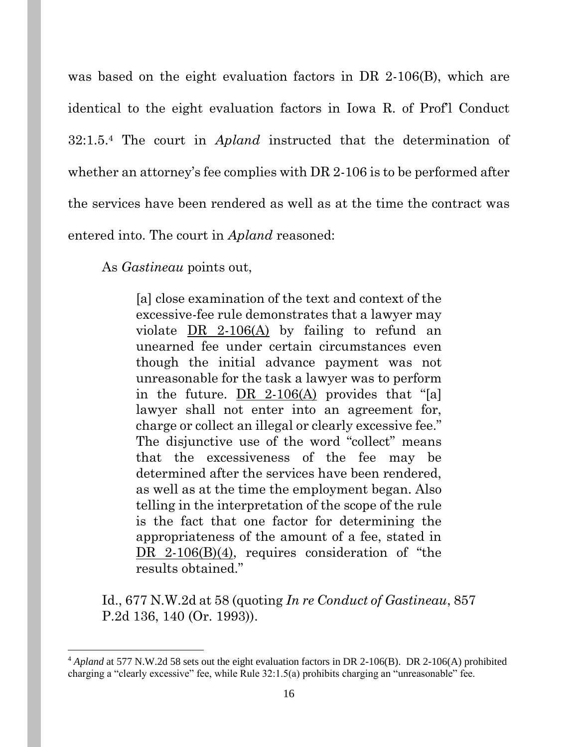was based on the eight evaluation factors in DR 2-106(B), which are identical to the eight evaluation factors in Iowa R. of Prof'l Conduct 32:1.5.[4] The court in *Apland* instructed that the determination of whether an attorney's fee complies with DR 2-106 is to be performed after the services have been rendered as well as at the time the contract was entered into. The court in *Apland* reasoned:

> As *Gastineau* points out,
>
> > [a] close examination of the text and context of the excessive-fee rule demonstrates that a lawyer may violate DR 2-106(A) by failing to refund an unearned fee under certain circumstances even though the initial advance payment was not unreasonable for the task a lawyer was to perform in the future. DR 2-106(A) provides that "[a] lawyer shall not enter into an agreement for, charge or collect an illegal or clearly excessive fee." The disjunctive use of the word "collect" means that the excessiveness of the fee may be determined after the services have been rendered, as well as at the time the employment began. Also telling in the interpretation of the scope of the rule is the fact that one factor for determining the appropriateness of the amount of a fee, stated in DR 2-106(B)(4), requires consideration of "the results obtained."
>
> Id., 677 N.W.2d at 58 (quoting *In re Conduct of Gastineau*, 857 P.2d 136, 140 (Or. 1993)).

---

[4] *Apland* at 577 N.W.2d 58 sets out the eight evaluation factors in DR 2-106(B). DR 2-106(A) prohibited charging a "clearly excessive" fee, while Rule 32:1.5(a) prohibits charging an "unreasonable" fee.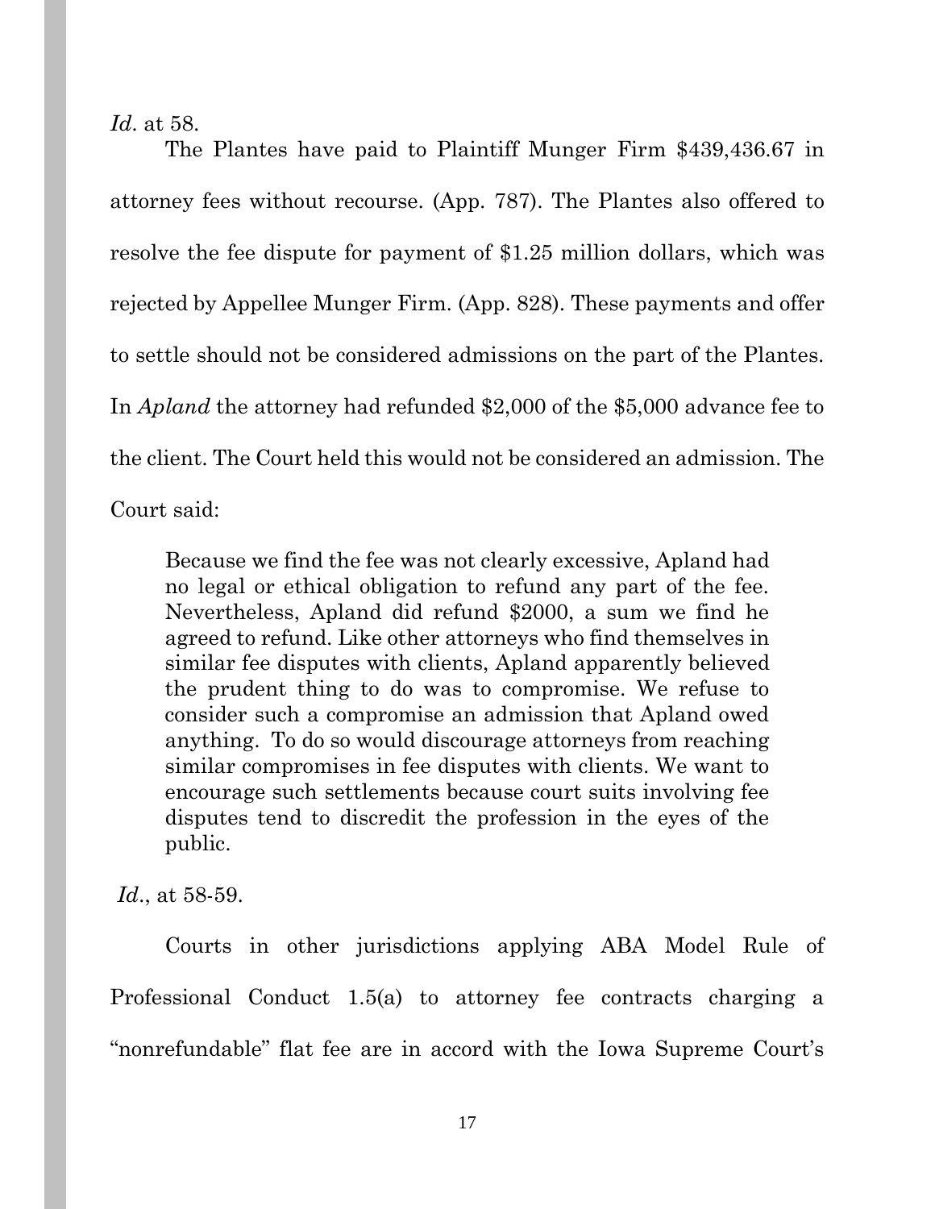*Id*. at 58.

The Plantes have paid to Plaintiff Munger Firm $439,436.67 in attorney fees without recourse. (App. 787). The Plantes also offered to resolve the fee dispute for payment of $1.25 million dollars, which was rejected by Appellee Munger Firm. (App. 828). These payments and offer to settle should not be considered admissions on the part of the Plantes. In *Apland* the attorney had refunded $2,000 of the $5,000 advance fee to the client. The Court held this would not be considered an admission. The Court said:

> Because we find the fee was not clearly excessive, Apland had no legal or ethical obligation to refund any part of the fee. Nevertheless, Apland did refund $2000, a sum we find he agreed to refund. Like other attorneys who find themselves in similar fee disputes with clients, Apland apparently believed the prudent thing to do was to compromise. We refuse to consider such a compromise an admission that Apland owed anything. To do so would discourage attorneys from reaching similar compromises in fee disputes with clients. We want to encourage such settlements because court suits involving fee disputes tend to discredit the profession in the eyes of the public.

*Id*., at 58-59.

Courts in other jurisdictions applying ABA Model Rule of Professional Conduct 1.5(a) to attorney fee contracts charging a "nonrefundable" flat fee are in accord with the Iowa Supreme Court's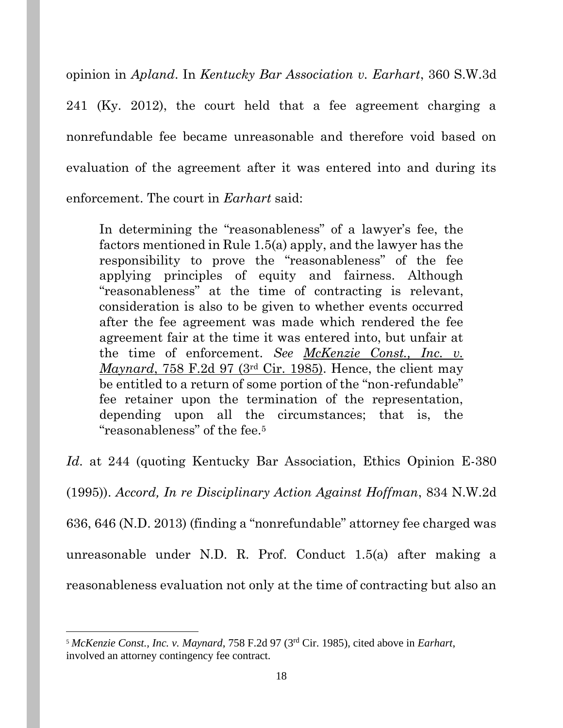opinion in *Apland*. In *Kentucky Bar Association v. Earhart*, 360 S.W.3d 241 (Ky. 2012), the court held that a fee agreement charging a nonrefundable fee became unreasonable and therefore void based on evaluation of the agreement after it was entered into and during its enforcement. The court in *Earhart* said:

> In determining the "reasonableness" of a lawyer's fee, the factors mentioned in Rule 1.5(a) apply, and the lawyer has the responsibility to prove the "reasonableness" of the fee applying principles of equity and fairness. Although "reasonableness" at the time of contracting is relevant, consideration is also to be given to whether events occurred after the fee agreement was made which rendered the fee agreement fair at the time it was entered into, but unfair at the time of enforcement. *See* *McKenzie Const., Inc. v. Maynard*, 758 F.2d 97 (3rd Cir. 1985). Hence, the client may be entitled to a return of some portion of the "non-refundable" fee retainer upon the termination of the representation, depending upon all the circumstances; that is, the "reasonableness" of the fee.[5]

*Id*. at 244 (quoting Kentucky Bar Association, Ethics Opinion E-380 (1995)). *Accord, In re Disciplinary Action Against Hoffman*, 834 N.W.2d 636, 646 (N.D. 2013) (finding a "nonrefundable" attorney fee charged was unreasonable under N.D. R. Prof. Conduct 1.5(a) after making a reasonableness evaluation not only at the time of contracting but also an

---

[5] *McKenzie Const., Inc. v. Maynard*, 758 F.2d 97 (3rd Cir. 1985), cited above in *Earhart*, involved an attorney contingency fee contract.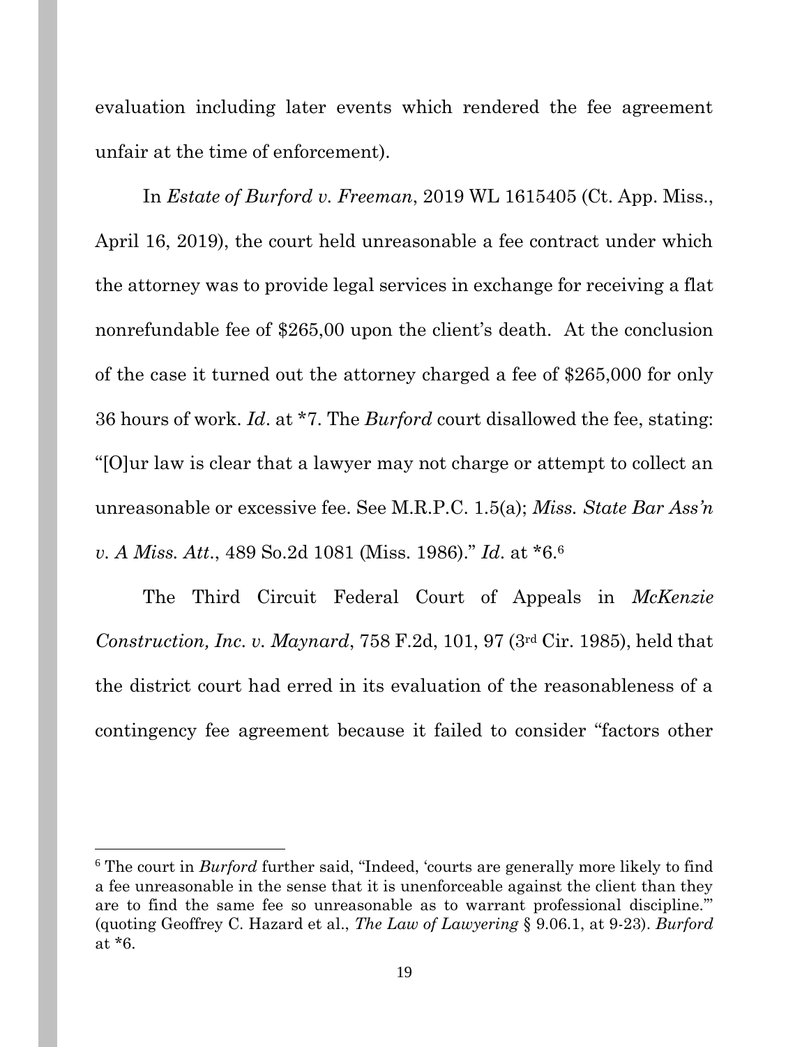evaluation including later events which rendered the fee agreement unfair at the time of enforcement).

In *Estate of Burford v. Freeman*, 2019 WL 1615405 (Ct. App. Miss., April 16, 2019), the court held unreasonable a fee contract under which the attorney was to provide legal services in exchange for receiving a flat nonrefundable fee of $265,00 upon the client's death. At the conclusion of the case it turned out the attorney charged a fee of $265,000 for only 36 hours of work. *Id*. at *7. The *Burford* court disallowed the fee, stating: "[O]ur law is clear that a lawyer may not charge or attempt to collect an unreasonable or excessive fee. See M.R.P.C. 1.5(a); *Miss. State Bar Ass'n v. A Miss. Att*., 489 So.2d 1081 (Miss. 1986)." *Id*. at *6.[6]

The Third Circuit Federal Court of Appeals in *McKenzie Construction, Inc. v. Maynard*, 758 F.2d, 101, 97 (3rd Cir. 1985), held that the district court had erred in its evaluation of the reasonableness of a contingency fee agreement because it failed to consider "factors other

---

[6] The court in *Burford* further said, "Indeed, 'courts are generally more likely to find a fee unreasonable in the sense that it is unenforceable against the client than they are to find the same fee so unreasonable as to warrant professional discipline.'" (quoting Geoffrey C. Hazard et al., *The Law of Lawyering* § 9.06.1, at 9-23). *Burford* at *6.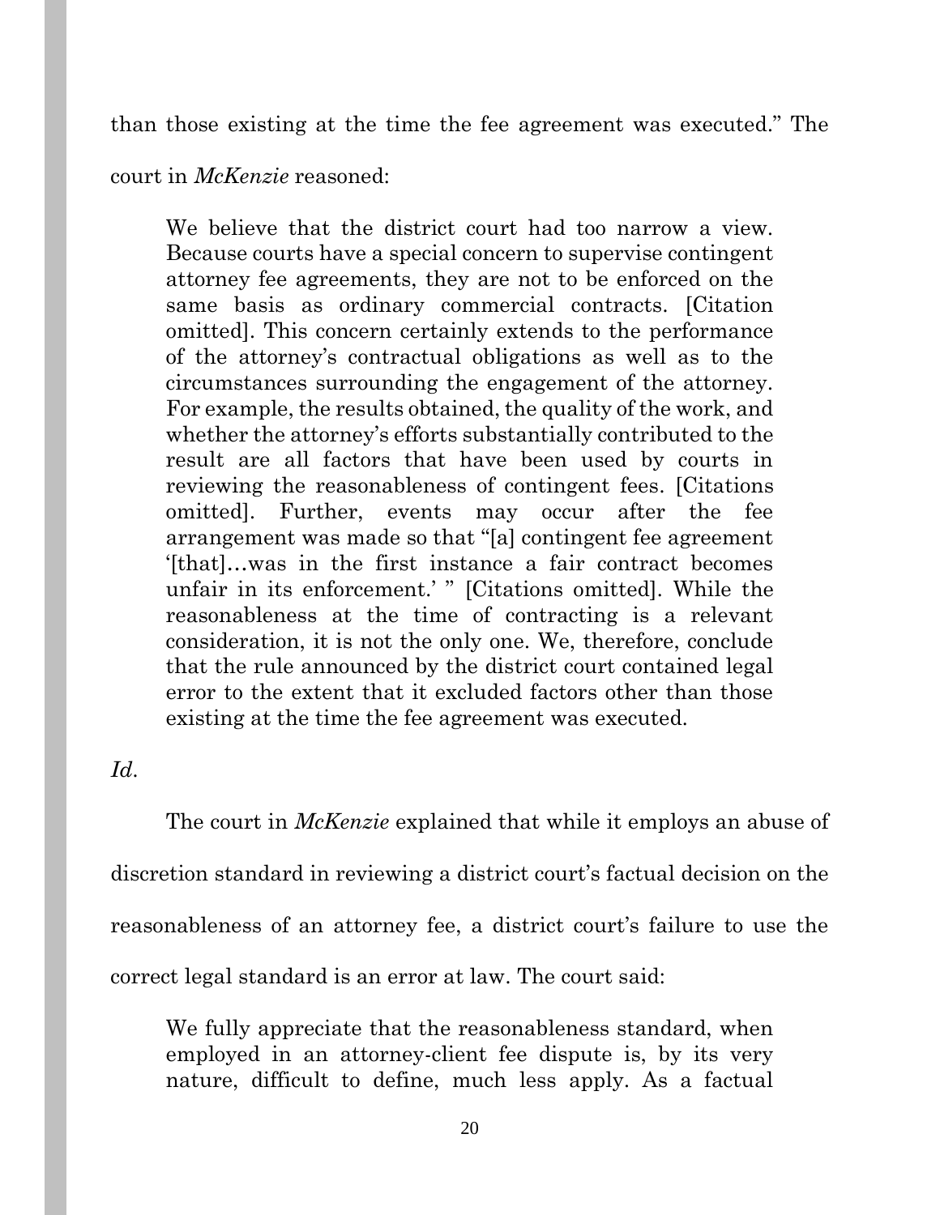than those existing at the time the fee agreement was executed." The court in *McKenzie* reasoned:

> We believe that the district court had too narrow a view. Because courts have a special concern to supervise contingent attorney fee agreements, they are not to be enforced on the same basis as ordinary commercial contracts. [Citation omitted]. This concern certainly extends to the performance of the attorney's contractual obligations as well as to the circumstances surrounding the engagement of the attorney. For example, the results obtained, the quality of the work, and whether the attorney's efforts substantially contributed to the result are all factors that have been used by courts in reviewing the reasonableness of contingent fees. [Citations omitted]. Further, events may occur after the fee arrangement was made so that "[a] contingent fee agreement '[that]…was in the first instance a fair contract becomes unfair in its enforcement.' " [Citations omitted]. While the reasonableness at the time of contracting is a relevant consideration, it is not the only one. We, therefore, conclude that the rule announced by the district court contained legal error to the extent that it excluded factors other than those existing at the time the fee agreement was executed.

*Id*.

The court in *McKenzie* explained that while it employs an abuse of discretion standard in reviewing a district court's factual decision on the reasonableness of an attorney fee, a district court's failure to use the correct legal standard is an error at law. The court said:

> We fully appreciate that the reasonableness standard, when employed in an attorney-client fee dispute is, by its very nature, difficult to define, much less apply. As a factual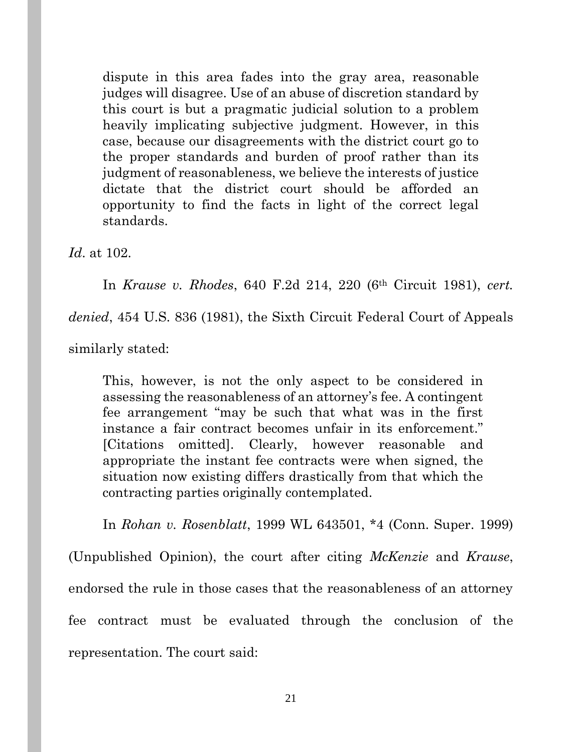> dispute in this area fades into the gray area, reasonable judges will disagree. Use of an abuse of discretion standard by this court is but a pragmatic judicial solution to a problem heavily implicating subjective judgment. However, in this case, because our disagreements with the district court go to the proper standards and burden of proof rather than its judgment of reasonableness, we believe the interests of justice dictate that the district court should be afforded an opportunity to find the facts in light of the correct legal standards.

*Id*. at 102.

In *Krause v. Rhodes*, 640 F.2d 214, 220 (6th Circuit 1981), *cert. denied*, 454 U.S. 836 (1981), the Sixth Circuit Federal Court of Appeals similarly stated:

> This, however, is not the only aspect to be considered in assessing the reasonableness of an attorney's fee. A contingent fee arrangement "may be such that what was in the first instance a fair contract becomes unfair in its enforcement." [Citations omitted]. Clearly, however reasonable and appropriate the instant fee contracts were when signed, the situation now existing differs drastically from that which the contracting parties originally contemplated.

In *Rohan v. Rosenblatt*, 1999 WL 643501, *4 (Conn. Super. 1999) (Unpublished Opinion), the court after citing *McKenzie* and *Krause*, endorsed the rule in those cases that the reasonableness of an attorney fee contract must be evaluated through the conclusion of the representation. The court said: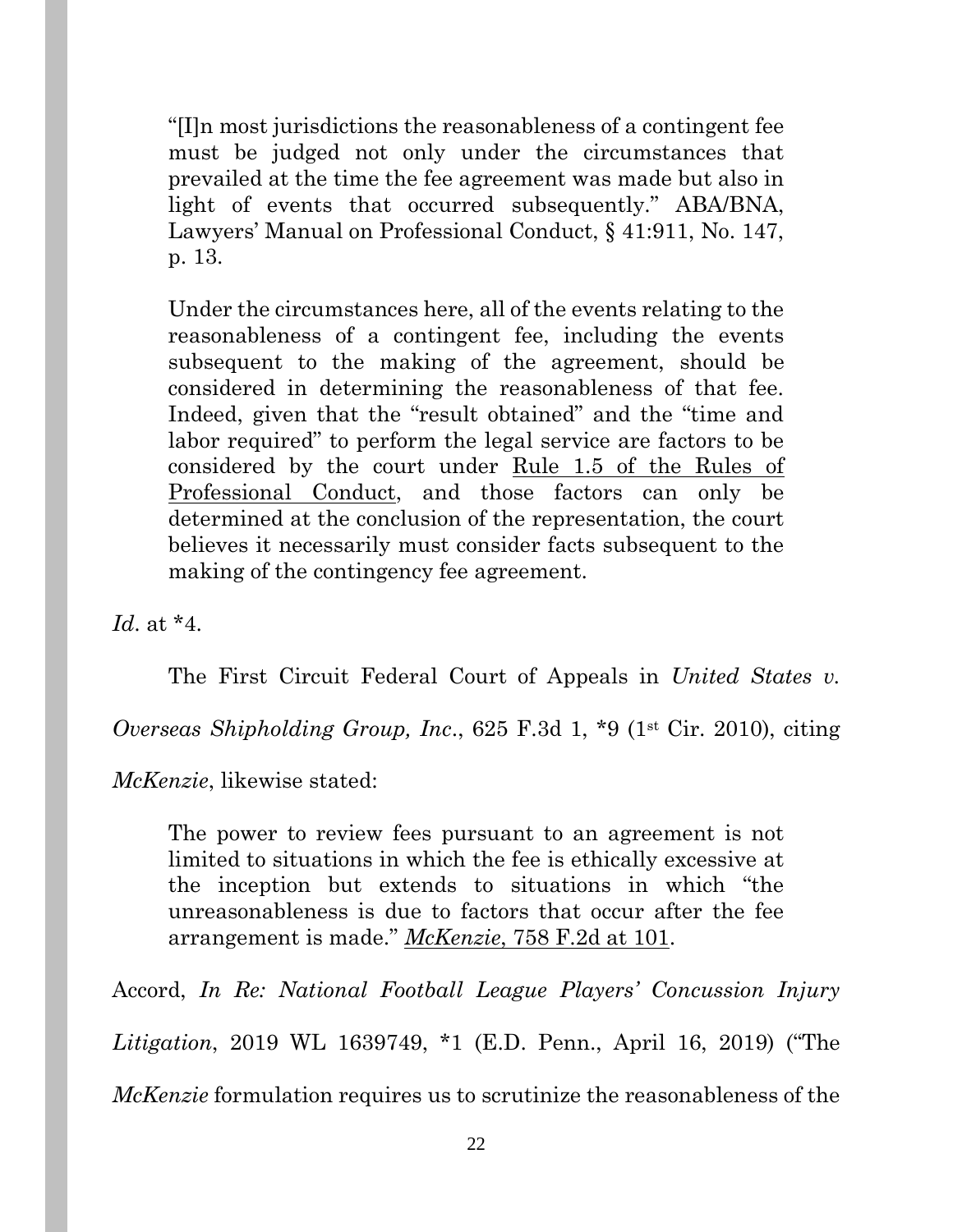> "[I]n most jurisdictions the reasonableness of a contingent fee must be judged not only under the circumstances that prevailed at the time the fee agreement was made but also in light of events that occurred subsequently." ABA/BNA, Lawyers' Manual on Professional Conduct, § 41:911, No. 147, p. 13.
>
> Under the circumstances here, all of the events relating to the reasonableness of a contingent fee, including the events subsequent to the making of the agreement, should be considered in determining the reasonableness of that fee. Indeed, given that the "result obtained" and the "time and labor required" to perform the legal service are factors to be considered by the court under Rule 1.5 of the Rules of Professional Conduct, and those factors can only be determined at the conclusion of the representation, the court believes it necessarily must consider facts subsequent to the making of the contingency fee agreement.

*Id*. at *4.

The First Circuit Federal Court of Appeals in *United States v. Overseas Shipholding Group, Inc*., 625 F.3d 1, *9 (1st Cir. 2010), citing *McKenzie*, likewise stated:

> The power to review fees pursuant to an agreement is not limited to situations in which the fee is ethically excessive at the inception but extends to situations in which "the unreasonableness is due to factors that occur after the fee arrangement is made." *McKenzie*, 758 F.2d at 101.

Accord, *In Re: National Football League Players' Concussion Injury Litigation*, 2019 WL 1639749, *1 (E.D. Penn., April 16, 2019) ("The *McKenzie* formulation requires us to scrutinize the reasonableness of the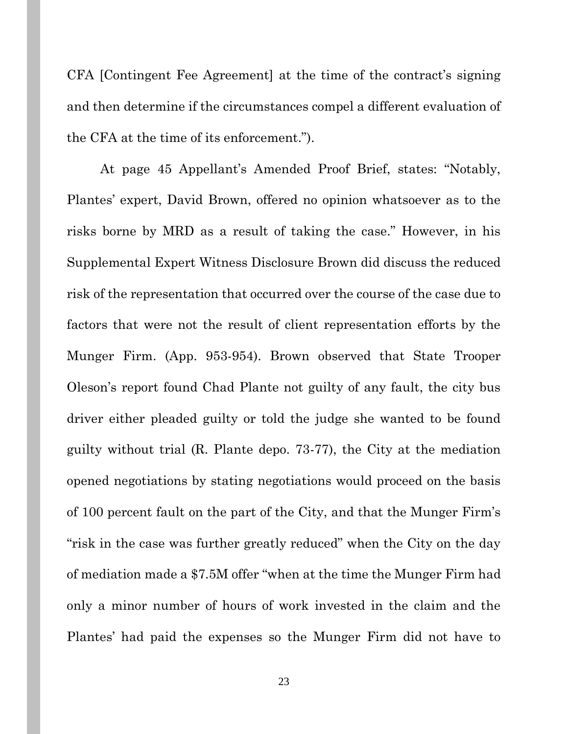CFA [Contingent Fee Agreement] at the time of the contract's signing and then determine if the circumstances compel a different evaluation of the CFA at the time of its enforcement.").

At page 45 Appellant's Amended Proof Brief, states: "Notably, Plantes' expert, David Brown, offered no opinion whatsoever as to the risks borne by MRD as a result of taking the case." However, in his Supplemental Expert Witness Disclosure Brown did discuss the reduced risk of the representation that occurred over the course of the case due to factors that were not the result of client representation efforts by the Munger Firm. (App. 953-954). Brown observed that State Trooper Oleson's report found Chad Plante not guilty of any fault, the city bus driver either pleaded guilty or told the judge she wanted to be found guilty without trial (R. Plante depo. 73-77), the City at the mediation opened negotiations by stating negotiations would proceed on the basis of 100 percent fault on the part of the City, and that the Munger Firm's "risk in the case was further greatly reduced" when the City on the day of mediation made a $7.5M offer "when at the time the Munger Firm had only a minor number of hours of work invested in the claim and the Plantes' had paid the expenses so the Munger Firm did not have to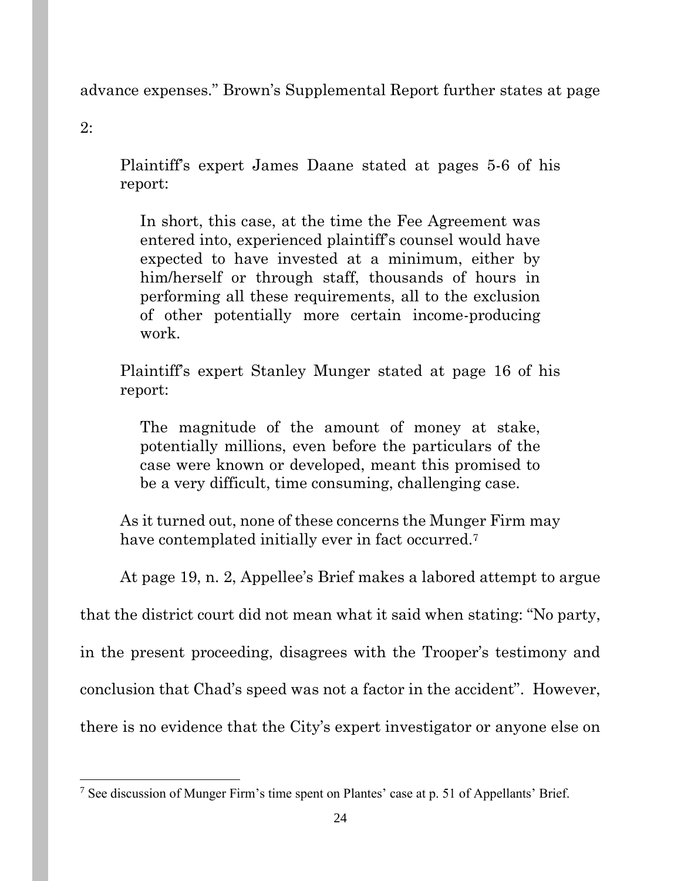advance expenses." Brown's Supplemental Report further states at page 2:

> Plaintiff's expert James Daane stated at pages 5-6 of his report:
>
> > In short, this case, at the time the Fee Agreement was entered into, experienced plaintiff's counsel would have expected to have invested at a minimum, either by him/herself or through staff, thousands of hours in performing all these requirements, all to the exclusion of other potentially more certain income-producing work.
>
> Plaintiff's expert Stanley Munger stated at page 16 of his report:
>
> > The magnitude of the amount of money at stake, potentially millions, even before the particulars of the case were known or developed, meant this promised to be a very difficult, time consuming, challenging case.
>
> As it turned out, none of these concerns the Munger Firm may have contemplated initially ever in fact occurred.[7]

At page 19, n. 2, Appellee's Brief makes a labored attempt to argue that the district court did not mean what it said when stating: "No party, in the present proceeding, disagrees with the Trooper's testimony and conclusion that Chad's speed was not a factor in the accident". However, there is no evidence that the City's expert investigator or anyone else on

[7] See discussion of Munger Firm's time spent on Plantes' case at p. 51 of Appellants' Brief.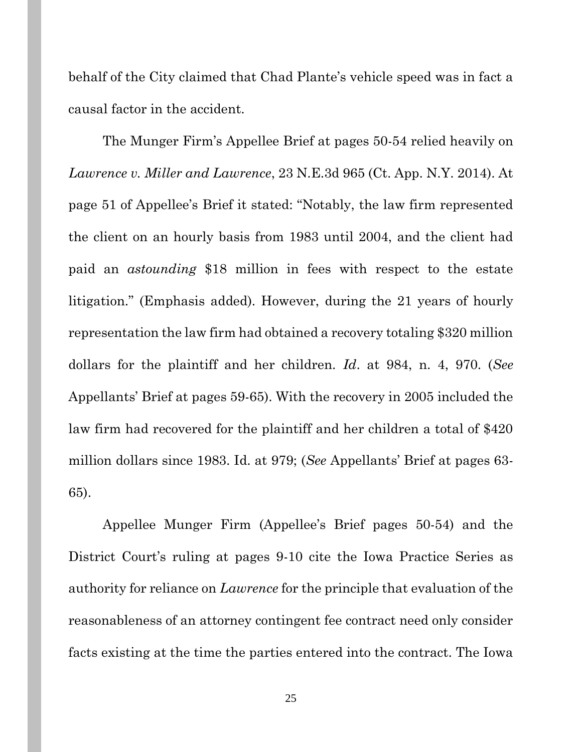behalf of the City claimed that Chad Plante's vehicle speed was in fact a causal factor in the accident.

The Munger Firm's Appellee Brief at pages 50-54 relied heavily on *Lawrence v. Miller and Lawrence*, 23 N.E.3d 965 (Ct. App. N.Y. 2014). At page 51 of Appellee's Brief it stated: "Notably, the law firm represented the client on an hourly basis from 1983 until 2004, and the client had paid an *astounding* $18 million in fees with respect to the estate litigation." (Emphasis added). However, during the 21 years of hourly representation the law firm had obtained a recovery totaling $320 million dollars for the plaintiff and her children. *Id*. at 984, n. 4, 970. (*See* Appellants' Brief at pages 59-65). With the recovery in 2005 included the law firm had recovered for the plaintiff and her children a total of $420 million dollars since 1983. Id. at 979; (*See* Appellants' Brief at pages 63-65).

Appellee Munger Firm (Appellee's Brief pages 50-54) and the District Court's ruling at pages 9-10 cite the Iowa Practice Series as authority for reliance on *Lawrence* for the principle that evaluation of the reasonableness of an attorney contingent fee contract need only consider facts existing at the time the parties entered into the contract. The Iowa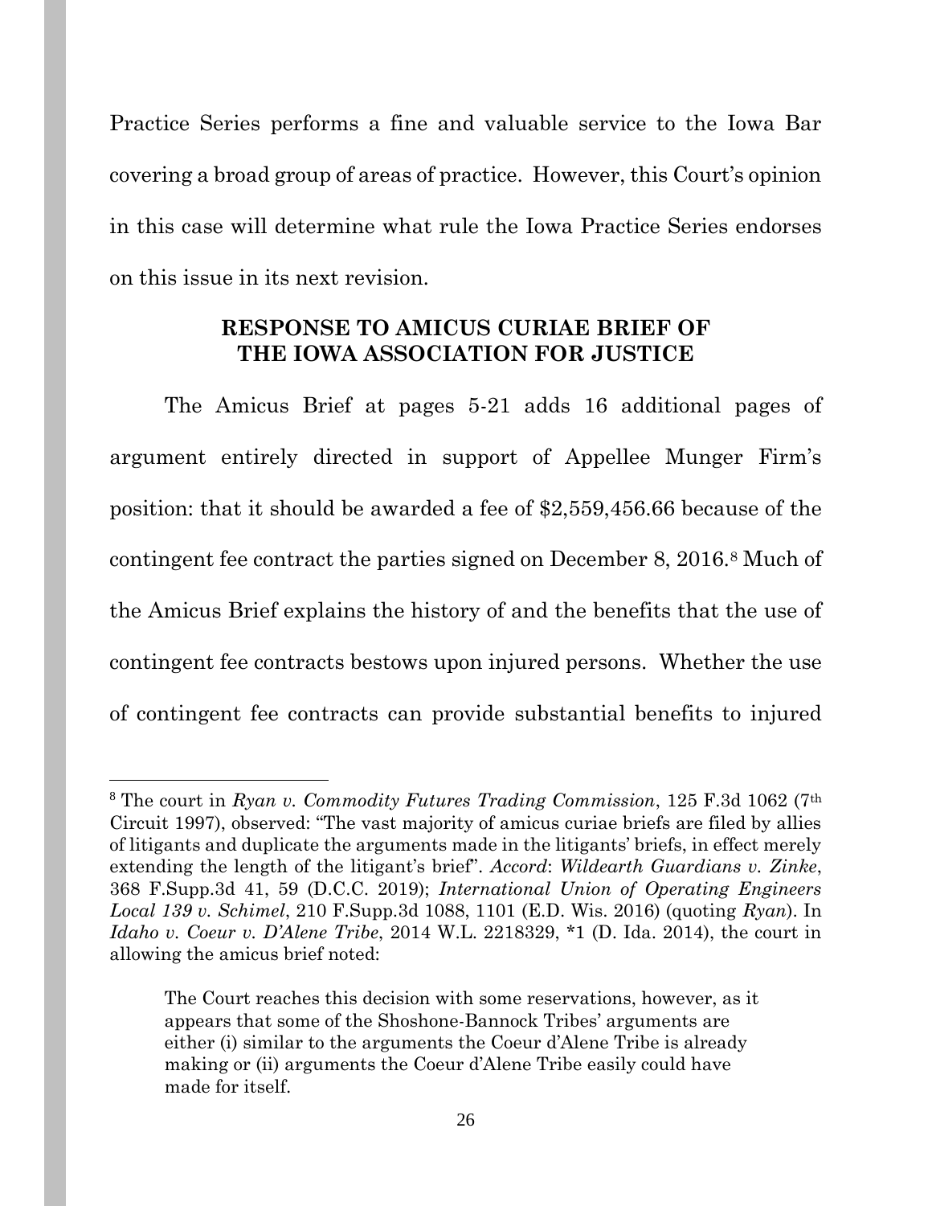Practice Series performs a fine and valuable service to the Iowa Bar covering a broad group of areas of practice. However, this Court's opinion in this case will determine what rule the Iowa Practice Series endorses on this issue in its next revision.

## RESPONSE TO AMICUS CURIAE BRIEF OF THE IOWA ASSOCIATION FOR JUSTICE

The Amicus Brief at pages 5-21 adds 16 additional pages of argument entirely directed in support of Appellee Munger Firm's position: that it should be awarded a fee of $2,559,456.66 because of the contingent fee contract the parties signed on December 8, 2016.[8] Much of the Amicus Brief explains the history of and the benefits that the use of contingent fee contracts bestows upon injured persons. Whether the use of contingent fee contracts can provide substantial benefits to injured

---

[8] The court in *Ryan v. Commodity Futures Trading Commission*, 125 F.3d 1062 (7th Circuit 1997), observed: "The vast majority of amicus curiae briefs are filed by allies of litigants and duplicate the arguments made in the litigants' briefs, in effect merely extending the length of the litigant's brief". *Accord*: *Wildearth Guardians v. Zinke*, 368 F.Supp.3d 41, 59 (D.C.C. 2019); *International Union of Operating Engineers Local 139 v. Schimel*, 210 F.Supp.3d 1088, 1101 (E.D. Wis. 2016) (quoting *Ryan*). In *Idaho v. Coeur v. D'Alene Tribe*, 2014 W.L. 2218329, *1 (D. Ida. 2014), the court in allowing the amicus brief noted:

> The Court reaches this decision with some reservations, however, as it appears that some of the Shoshone-Bannock Tribes' arguments are either (i) similar to the arguments the Coeur d'Alene Tribe is already making or (ii) arguments the Coeur d'Alene Tribe easily could have made for itself.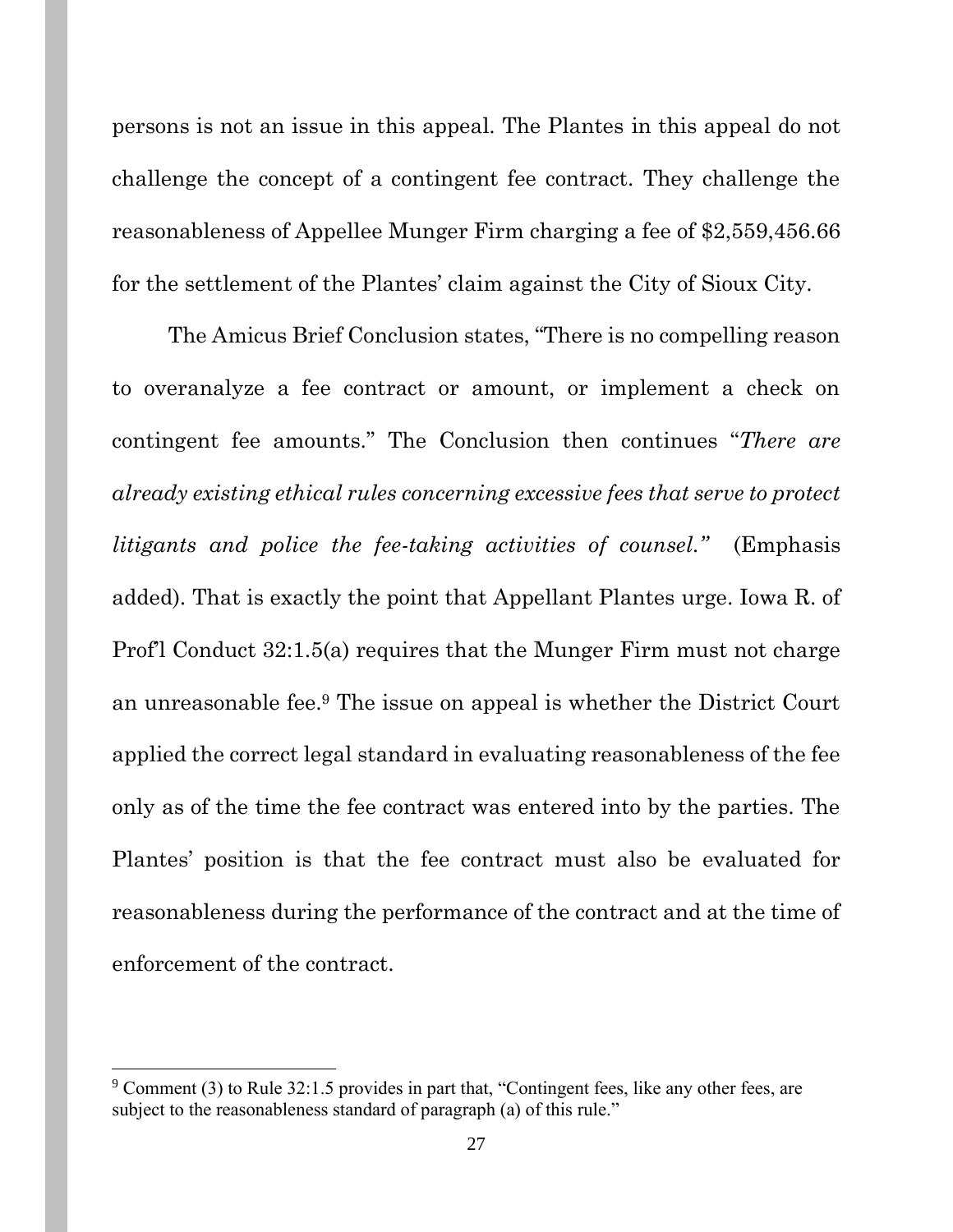persons is not an issue in this appeal. The Plantes in this appeal do not challenge the concept of a contingent fee contract. They challenge the reasonableness of Appellee Munger Firm charging a fee of $2,559,456.66 for the settlement of the Plantes' claim against the City of Sioux City.

The Amicus Brief Conclusion states, "There is no compelling reason to overanalyze a fee contract or amount, or implement a check on contingent fee amounts." The Conclusion then continues "*There are already existing ethical rules concerning excessive fees that serve to protect litigants and police the fee-taking activities of counsel.*" (Emphasis added). That is exactly the point that Appellant Plantes urge. Iowa R. of Prof'l Conduct 32:1.5(a) requires that the Munger Firm must not charge an unreasonable fee.[9] The issue on appeal is whether the District Court applied the correct legal standard in evaluating reasonableness of the fee only as of the time the fee contract was entered into by the parties. The Plantes' position is that the fee contract must also be evaluated for reasonableness during the performance of the contract and at the time of enforcement of the contract.

[9] Comment (3) to Rule 32:1.5 provides in part that, "Contingent fees, like any other fees, are subject to the reasonableness standard of paragraph (a) of this rule."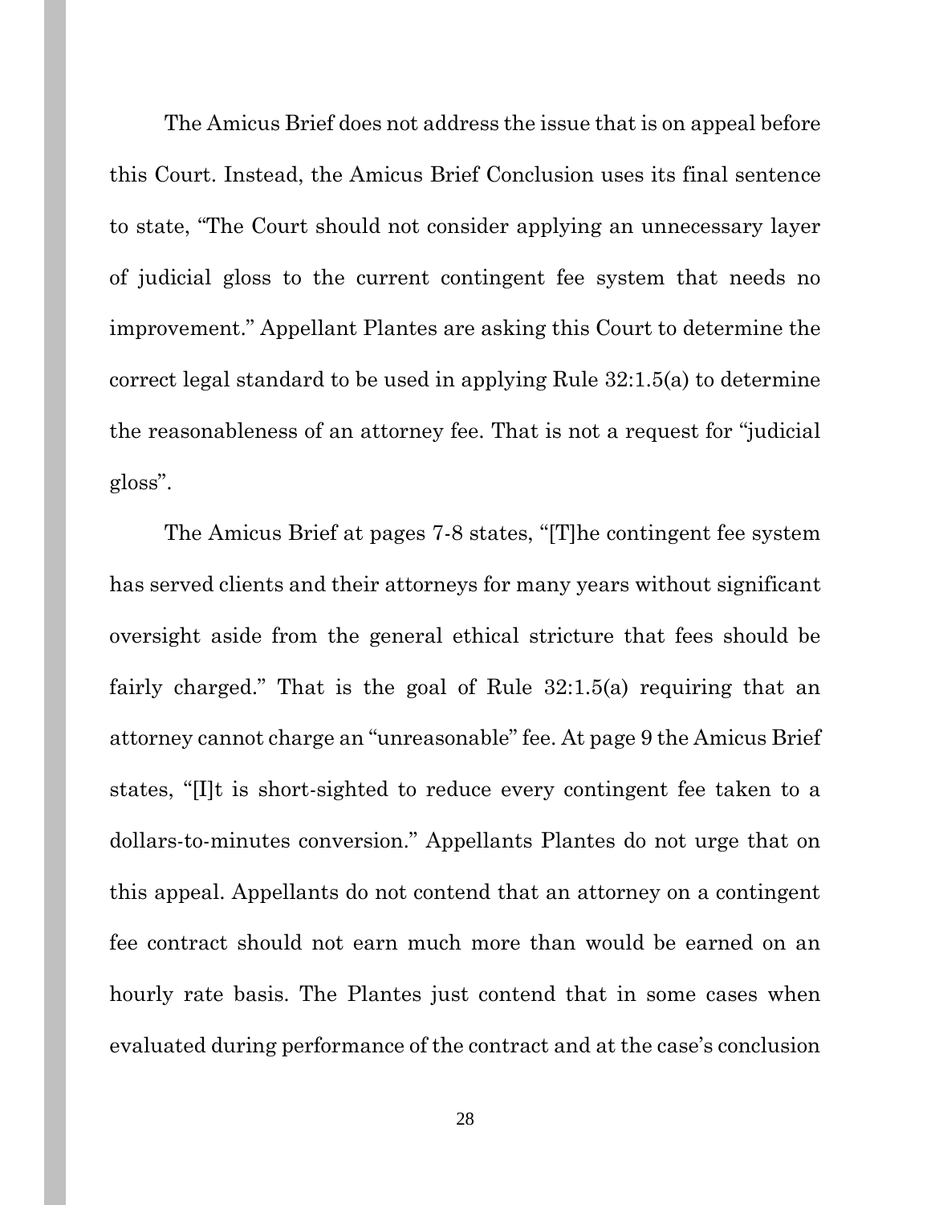The Amicus Brief does not address the issue that is on appeal before this Court. Instead, the Amicus Brief Conclusion uses its final sentence to state, "The Court should not consider applying an unnecessary layer of judicial gloss to the current contingent fee system that needs no improvement." Appellant Plantes are asking this Court to determine the correct legal standard to be used in applying Rule 32:1.5(a) to determine the reasonableness of an attorney fee. That is not a request for "judicial gloss".

The Amicus Brief at pages 7-8 states, "[T]he contingent fee system has served clients and their attorneys for many years without significant oversight aside from the general ethical stricture that fees should be fairly charged." That is the goal of Rule 32:1.5(a) requiring that an attorney cannot charge an "unreasonable" fee. At page 9 the Amicus Brief states, "[I]t is short-sighted to reduce every contingent fee taken to a dollars-to-minutes conversion." Appellants Plantes do not urge that on this appeal. Appellants do not contend that an attorney on a contingent fee contract should not earn much more than would be earned on an hourly rate basis. The Plantes just contend that in some cases when evaluated during performance of the contract and at the case's conclusion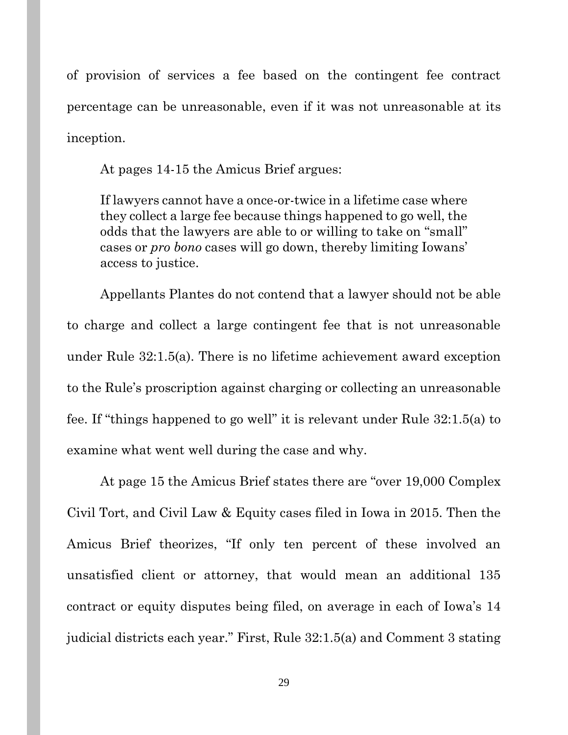of provision of services a fee based on the contingent fee contract percentage can be unreasonable, even if it was not unreasonable at its inception.

At pages 14-15 the Amicus Brief argues:

> If lawyers cannot have a once-or-twice in a lifetime case where they collect a large fee because things happened to go well, the odds that the lawyers are able to or willing to take on "small" cases or *pro bono* cases will go down, thereby limiting Iowans' access to justice.

Appellants Plantes do not contend that a lawyer should not be able to charge and collect a large contingent fee that is not unreasonable under Rule 32:1.5(a). There is no lifetime achievement award exception to the Rule's proscription against charging or collecting an unreasonable fee. If "things happened to go well" it is relevant under Rule 32:1.5(a) to examine what went well during the case and why.

At page 15 the Amicus Brief states there are "over 19,000 Complex Civil Tort, and Civil Law & Equity cases filed in Iowa in 2015. Then the Amicus Brief theorizes, "If only ten percent of these involved an unsatisfied client or attorney, that would mean an additional 135 contract or equity disputes being filed, on average in each of Iowa's 14 judicial districts each year." First, Rule 32:1.5(a) and Comment 3 stating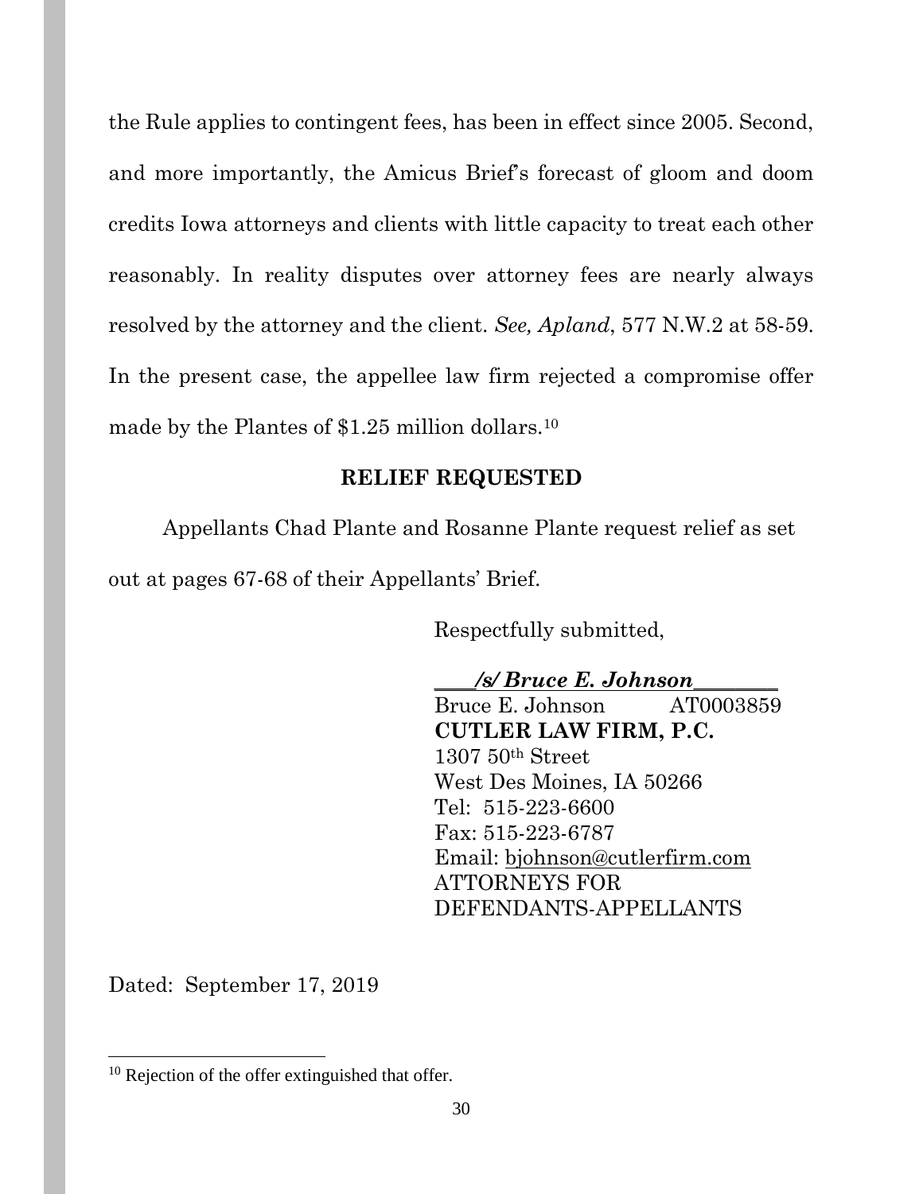the Rule applies to contingent fees, has been in effect since 2005. Second, and more importantly, the Amicus Brief's forecast of gloom and doom credits Iowa attorneys and clients with little capacity to treat each other reasonably. In reality disputes over attorney fees are nearly always resolved by the attorney and the client. *See, Apland*, 577 N.W.2 at 58-59. In the present case, the appellee law firm rejected a compromise offer made by the Plantes of $1.25 million dollars.[10]

**RELIEF REQUESTED**

Appellants Chad Plante and Rosanne Plante request relief as set out at pages 67-68 of their Appellants' Brief.

Respectfully submitted,

***/s/ Bruce E. Johnson***
Bruce E. Johnson AT0003859
**CUTLER LAW FIRM, P.C.**
1307 50th Street
West Des Moines, IA 50266
Tel: 515-223-6600
Fax: 515-223-6787
Email: bjohnson@cutlerfirm.com
ATTORNEYS FOR DEFENDANTS-APPELLANTS

Dated: September 17, 2019

[10] Rejection of the offer extinguished that offer.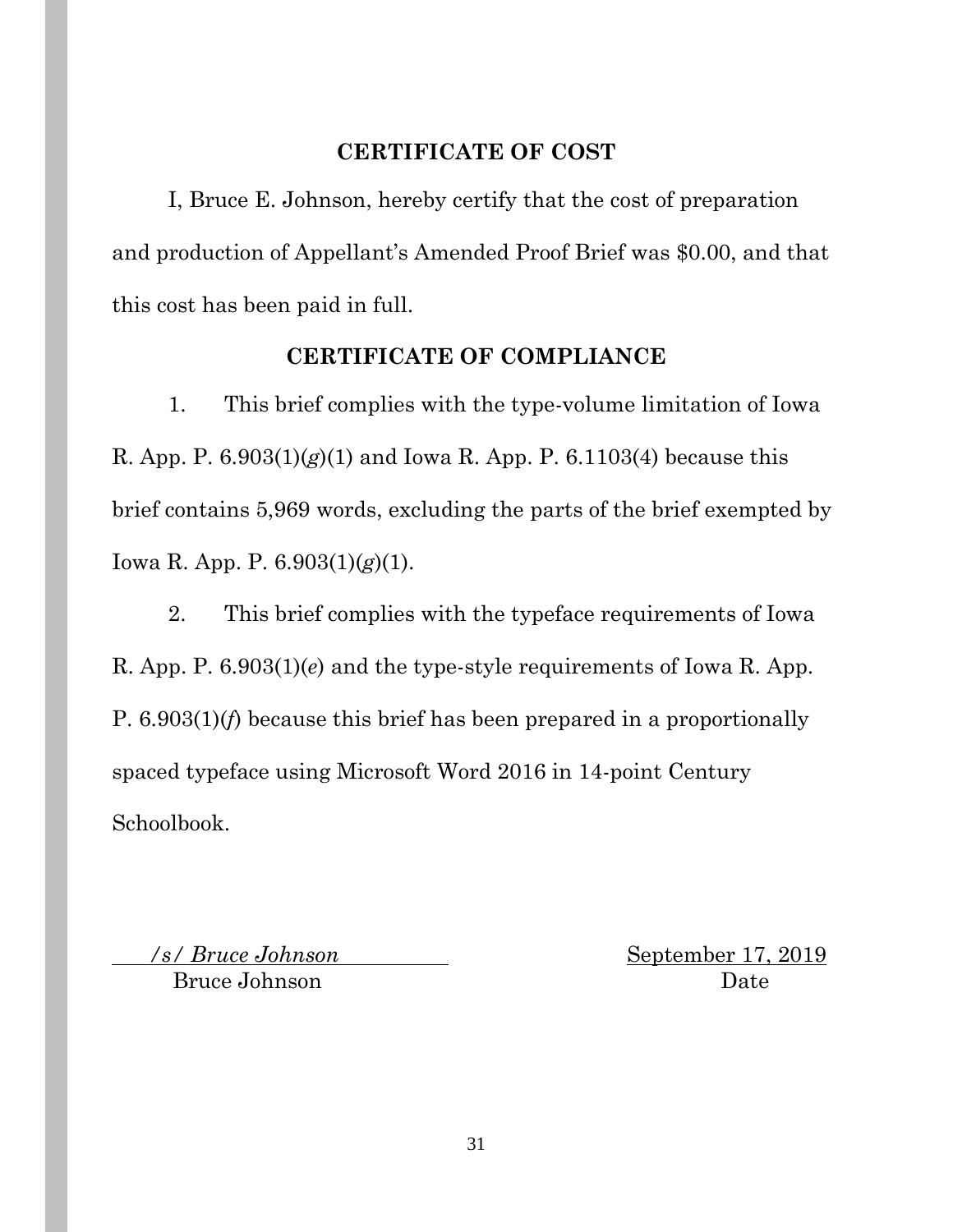## CERTIFICATE OF COST

I, Bruce E. Johnson, hereby certify that the cost of preparation and production of Appellant's Amended Proof Brief was $0.00, and that this cost has been paid in full.

## CERTIFICATE OF COMPLIANCE

1. This brief complies with the type-volume limitation of Iowa R. App. P. 6.903(1)(*g*)(1) and Iowa R. App. P. 6.1103(4) because this brief contains 5,969 words, excluding the parts of the brief exempted by Iowa R. App. P. 6.903(1)(*g*)(1).

2. This brief complies with the typeface requirements of Iowa R. App. P. 6.903(1)(*e*) and the type-style requirements of Iowa R. App. P. 6.903(1)(*f*) because this brief has been prepared in a proportionally spaced typeface using Microsoft Word 2016 in 14-point Century Schoolbook.

*/s/ Bruce Johnson*
Bruce Johnson

September 17, 2019
Date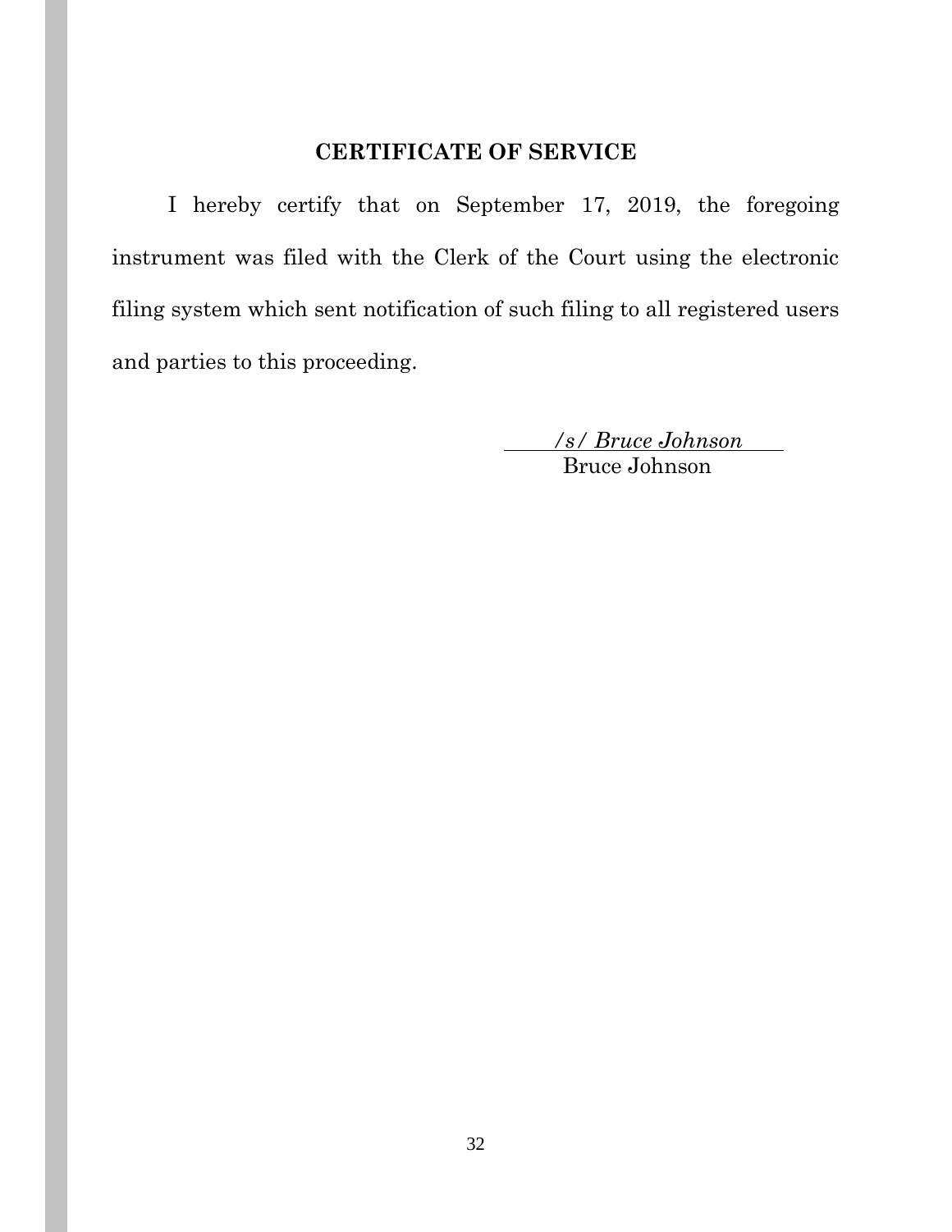## CERTIFICATE OF SERVICE

I hereby certify that on September 17, 2019, the foregoing instrument was filed with the Clerk of the Court using the electronic filing system which sent notification of such filing to all registered users and parties to this proceeding.

*/s/ Bruce Johnson*
Bruce Johnson